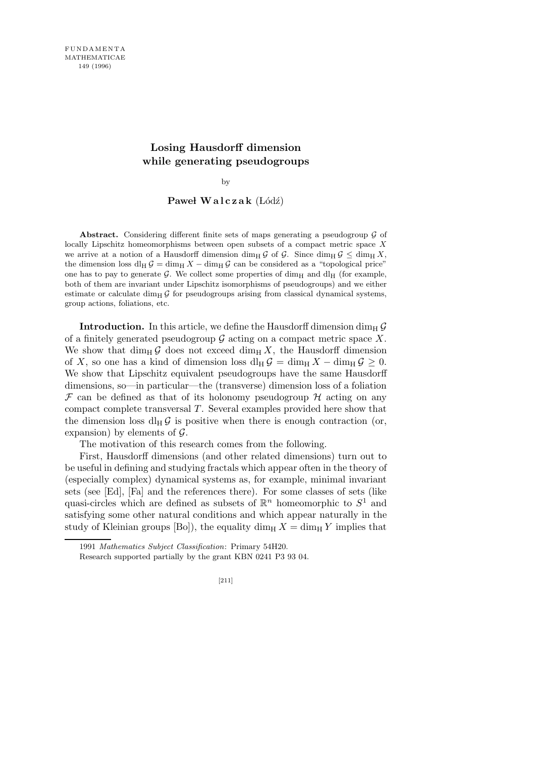# Losing Hausdorff dimension while generating pseudogroups

by

**Paweł Walczak** (Łódź)

**Abstract.** Considering different finite sets of maps generating a pseudogroup $\mathcal{G}$ of locally Lipschitz homeomorphisms between open subsets of a compact metric space $X$ we arrive at a notion of a Hausdorff dimension $\dim_{\mathrm{H}} \mathcal{G}$ of $\mathcal{G}$. Since $\dim_{\mathrm{H}} \mathcal{G} \leq \dim_{\mathrm{H}} X$, the dimension loss $\mathrm{dl}_{\mathrm{H}} \mathcal{G} = \dim_{\mathrm{H}} X - \dim_{\mathrm{H}} \mathcal{G}$ can be considered as a "topological price" one has to pay to generate $\mathcal{G}$. We collect some properties of $\dim_{\mathrm{H}}$ and $\mathrm{dl}_{\mathrm{H}}$ (for example, both of them are invariant under Lipschitz isomorphisms of pseudogroups) and we either estimate or calculate $\dim_{\mathrm{H}} \mathcal{G}$ for pseudogroups arising from classical dynamical systems, group actions, foliations, etc.

**Introduction.** In this article, we define the Hausdorff dimension $\dim_{\mathrm{H}} \mathcal{G}$ of a finitely generated pseudogroup $\mathcal{G}$ acting on a compact metric space $X$. We show that $\dim_{\mathrm{H}} \mathcal{G}$ does not exceed $\dim_{\mathrm{H}} X$, the Hausdorff dimension of $X$, so one has a kind of dimension loss $\mathrm{dl}_{\mathrm{H}} \mathcal{G} = \dim_{\mathrm{H}} X - \dim_{\mathrm{H}} \mathcal{G} \geq 0$. We show that Lipschitz equivalent pseudogroups have the same Hausdorff dimensions, so—in particular—the (transverse) dimension loss of a foliation $\mathcal{F}$ can be defined as that of its holonomy pseudogroup $\mathcal{H}$ acting on any compact complete transversal $T$. Several examples provided here show that the dimension loss $\mathrm{dl}_{\mathrm{H}} \mathcal{G}$ is positive when there is enough contraction (or, expansion) by elements of $\mathcal{G}$.

The motivation of this research comes from the following.

First, Hausdorff dimensions (and other related dimensions) turn out to be useful in defining and studying fractals which appear often in the theory of (especially complex) dynamical systems as, for example, minimal invariant sets (see [Ed], [Fa] and the references there). For some classes of sets (like quasi-circles which are defined as subsets of $\mathbb{R}^n$ homeomorphic to $S^1$ and satisfying some other natural conditions and which appear naturally in the study of Kleinian groups [Bo]), the equality $\dim_{\mathrm{H}} X = \dim_{\mathrm{H}} Y$ implies that

1991 *Mathematics Subject Classification*: Primary 54H20.

Research supported partially by the grant KBN 0241 P3 93 04.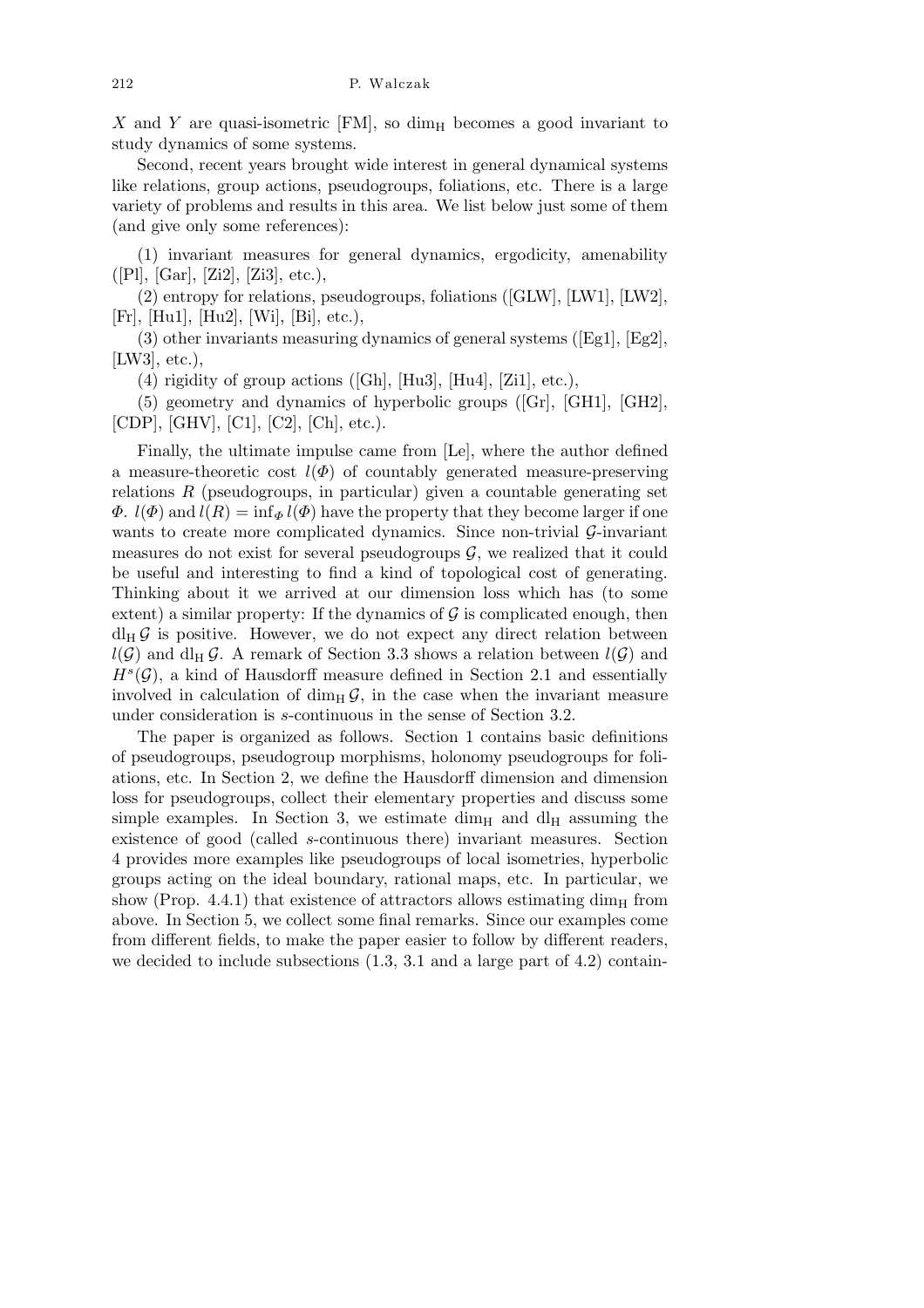$X$ and $Y$ are quasi-isometric [FM], so $\dim_{\mathrm{H}}$ becomes a good invariant to study dynamics of some systems.

Second, recent years brought wide interest in general dynamical systems like relations, group actions, pseudogroups, foliations, etc. There is a large variety of problems and results in this area. We list below just some of them (and give only some references):

(1) invariant measures for general dynamics, ergodicity, amenability ([Pl], [Gar], [Zi2], [Zi3], etc.),

(2) entropy for relations, pseudogroups, foliations ([GLW], [LW1], [LW2], [Fr], [Hu1], [Hu2], [Wi], [Bi], etc.),

(3) other invariants measuring dynamics of general systems ([Eg1], [Eg2], [LW3], etc.),

(4) rigidity of group actions ([Gh], [Hu3], [Hu4], [Zi1], etc.),

(5) geometry and dynamics of hyperbolic groups ([Gr], [GH1], [GH2], [CDP], [GHV], [C1], [C2], [Ch], etc.).

Finally, the ultimate impulse came from [Le], where the author defined a measure-theoretic cost $l(\Phi)$ of countably generated measure-preserving relations $R$ (pseudogroups, in particular) given a countable generating set $\Phi$. $l(\Phi)$ and $l(R) = \inf_{\Phi} l(\Phi)$ have the property that they become larger if one wants to create more complicated dynamics. Since non-trivial $\mathcal{G}$-invariant measures do not exist for several pseudogroups $\mathcal{G}$, we realized that it could be useful and interesting to find a kind of topological cost of generating. Thinking about it we arrived at our dimension loss which has (to some extent) a similar property: If the dynamics of $\mathcal{G}$ is complicated enough, then $\mathrm{dl}_{\mathrm{H}}\, \mathcal{G}$ is positive. However, we do not expect any direct relation between $l(\mathcal{G})$ and $\mathrm{dl}_{\mathrm{H}}\, \mathcal{G}$. A remark of Section 3.3 shows a relation between $l(\mathcal{G})$ and $H^s(\mathcal{G})$, a kind of Hausdorff measure defined in Section 2.1 and essentially involved in calculation of $\dim_{\mathrm{H}} \mathcal{G}$, in the case when the invariant measure under consideration is $s$-continuous in the sense of Section 3.2.

The paper is organized as follows. Section 1 contains basic definitions of pseudogroups, pseudogroup morphisms, holonomy pseudogroups for foliations, etc. In Section 2, we define the Hausdorff dimension and dimension loss for pseudogroups, collect their elementary properties and discuss some simple examples. In Section 3, we estimate $\dim_{\mathrm{H}}$ and $\mathrm{dl}_{\mathrm{H}}$ assuming the existence of good (called $s$-continuous there) invariant measures. Section 4 provides more examples like pseudogroups of local isometries, hyperbolic groups acting on the ideal boundary, rational maps, etc. In particular, we show (Prop. 4.4.1) that existence of attractors allows estimating $\dim_{\mathrm{H}}$ from above. In Section 5, we collect some final remarks. Since our examples come from different fields, to make the paper easier to follow by different readers, we decided to include subsections (1.3, 3.1 and a large part of 4.2) contain-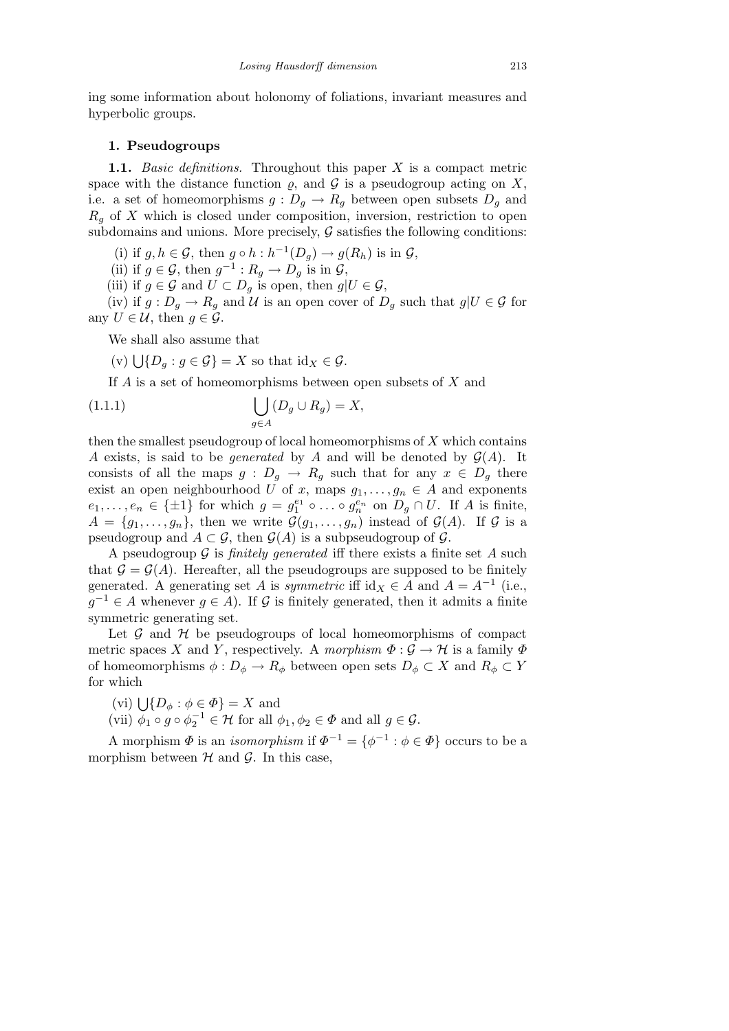ing some information about holonomy of foliations, invariant measures and hyperbolic groups.

## 1. Pseudogroups

**1.1.** *Basic definitions.* Throughout this paper $X$ is a compact metric space with the distance function $\varrho$, and $\mathcal{G}$ is a pseudogroup acting on $X$, i.e. a set of homeomorphisms $g : D_g \to R_g$ between open subsets $D_g$ and $R_g$ of $X$ which is closed under composition, inversion, restriction to open subdomains and unions. More precisely, $\mathcal{G}$ satisfies the following conditions:

(i) if $g, h \in \mathcal{G}$, then $g \circ h : h^{-1}(D_g) \to g(R_h)$ is in $\mathcal{G}$,

(ii) if $g \in \mathcal{G}$, then $g^{-1} : R_g \to D_g$ is in $\mathcal{G}$,

(iii) if $g \in \mathcal{G}$ and $U \subset D_g$ is open, then $g|U \in \mathcal{G}$,

(iv) if $g : D_g \to R_g$ and $\mathcal{U}$ is an open cover of $D_g$ such that $g|U \in \mathcal{G}$ for any $U \in \mathcal{U}$, then $g \in \mathcal{G}$.

We shall also assume that

(v) $\bigcup\{D_g : g \in \mathcal{G}\} = X$ so that $\mathrm{id}_X \in \mathcal{G}$.

If $A$ is a set of homeomorphisms between open subsets of $X$ and

$$\bigcup_{g \in A} (D_g \cup R_g) = X, \tag{1.1.1}$$

then the smallest pseudogroup of local homeomorphisms of $X$ which contains $A$ exists, is said to be *generated* by $A$ and will be denoted by $\mathcal{G}(A)$. It consists of all the maps $g : D_g \to R_g$ such that for any $x \in D_g$ there exist an open neighbourhood $U$ of $x$, maps $g_1, \ldots, g_n \in A$ and exponents $e_1, \ldots, e_n \in \{\pm 1\}$ for which $g = g_1^{e_1} \circ \ldots \circ g_n^{e_n}$ on $D_g \cap U$. If $A$ is finite, $A = \{g_1, \ldots, g_n\}$, then we write $\mathcal{G}(g_1, \ldots, g_n)$ instead of $\mathcal{G}(A)$. If $\mathcal{G}$ is a pseudogroup and $A \subset \mathcal{G}$, then $\mathcal{G}(A)$ is a subpseudogroup of $\mathcal{G}$.

A pseudogroup $\mathcal{G}$ is *finitely generated* iff there exists a finite set $A$ such that $\mathcal{G} = \mathcal{G}(A)$. Hereafter, all the pseudogroups are supposed to be finitely generated. A generating set $A$ is *symmetric* iff $\mathrm{id}_X \in A$ and $A = A^{-1}$ (i.e., $g^{-1} \in A$ whenever $g \in A$). If $\mathcal{G}$ is finitely generated, then it admits a finite symmetric generating set.

Let $\mathcal{G}$ and $\mathcal{H}$ be pseudogroups of local homeomorphisms of compact metric spaces $X$ and $Y$, respectively. A *morphism* $\Phi : \mathcal{G} \to \mathcal{H}$ is a family $\Phi$ of homeomorphisms $\phi : D_\phi \to R_\phi$ between open sets $D_\phi \subset X$ and $R_\phi \subset Y$ for which

(vi) $\bigcup\{D_\phi : \phi \in \Phi\} = X$ and

(vii) $\phi_1 \circ g \circ \phi_2^{-1} \in \mathcal{H}$ for all $\phi_1, \phi_2 \in \Phi$ and all $g \in \mathcal{G}$.

A morphism $\Phi$ is an *isomorphism* if $\Phi^{-1} = \{\phi^{-1} : \phi \in \Phi\}$ occurs to be a morphism between $\mathcal{H}$ and $\mathcal{G}$. In this case,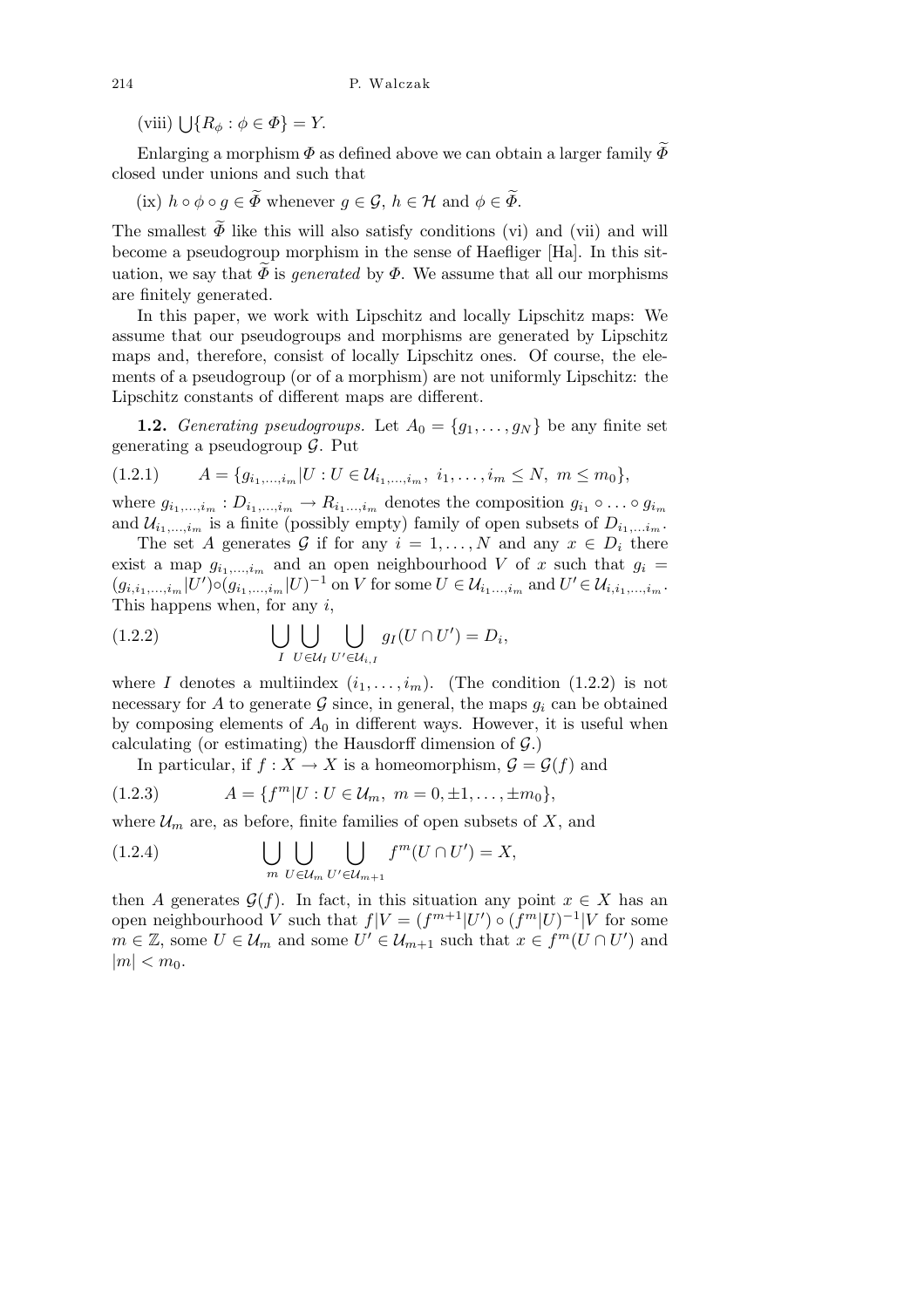(viii) $\bigcup\{R_\phi : \phi \in \Phi\} = Y$.

Enlarging a morphism $\Phi$ as defined above we can obtain a larger family $\widetilde{\Phi}$ closed under unions and such that

(ix) $h \circ \phi \circ g \in \widetilde{\Phi}$ whenever $g \in \mathcal{G}$, $h \in \mathcal{H}$ and $\phi \in \widetilde{\Phi}$.

The smallest $\widetilde{\Phi}$ like this will also satisfy conditions (vi) and (vii) and will become a pseudogroup morphism in the sense of Haefliger [Ha]. In this situation, we say that $\widetilde{\Phi}$ is *generated* by $\Phi$. We assume that all our morphisms are finitely generated.

In this paper, we work with Lipschitz and locally Lipschitz maps: We assume that our pseudogroups and morphisms are generated by Lipschitz maps and, therefore, consist of locally Lipschitz ones. Of course, the elements of a pseudogroup (or of a morphism) are not uniformly Lipschitz: the Lipschitz constants of different maps are different.

**1.2.** *Generating pseudogroups.* Let $A_0 = \{g_1, \ldots, g_N\}$ be any finite set generating a pseudogroup $\mathcal{G}$. Put

$$A = \{g_{i_1,\ldots,i_m}|U : U \in \mathcal{U}_{i_1,\ldots,i_m},\ i_1,\ldots,i_m \le N,\ m \le m_0\}, \tag{1.2.1}$$

where $g_{i_1,\ldots,i_m} : D_{i_1,\ldots,i_m} \to R_{i_1\ldots,i_m}$ denotes the composition $g_{i_1} \circ \ldots \circ g_{i_m}$ and $\mathcal{U}_{i_1,\ldots,i_m}$ is a finite (possibly empty) family of open subsets of $D_{i_1,\ldots i_m}$.

The set $A$ generates $\mathcal{G}$ if for any $i = 1, \ldots, N$ and any $x \in D_i$ there exist a map $g_{i_1,\ldots,i_m}$ and an open neighbourhood $V$ of $x$ such that $g_i = (g_{i,i_1,\ldots,i_m}|U') \circ (g_{i_1,\ldots,i_m}|U)^{-1}$ on $V$ for some $U \in \mathcal{U}_{i_1\ldots,i_m}$ and $U' \in \mathcal{U}_{i,i_1,\ldots,i_m}$. This happens when, for any $i$,

$$\bigcup_I \bigcup_{U \in \mathcal{U}_I} \bigcup_{U' \in \mathcal{U}_{i,I}} g_I(U \cap U') = D_i, \tag{1.2.2}$$

where $I$ denotes a multiindex $(i_1, \ldots, i_m)$. (The condition (1.2.2) is not necessary for $A$ to generate $\mathcal{G}$ since, in general, the maps $g_i$ can be obtained by composing elements of $A_0$ in different ways. However, it is useful when calculating (or estimating) the Hausdorff dimension of $\mathcal{G}$.)

In particular, if $f : X \to X$ is a homeomorphism, $\mathcal{G} = \mathcal{G}(f)$ and

$$A = \{f^m|U : U \in \mathcal{U}_m,\ m = 0, \pm 1, \ldots, \pm m_0\}, \tag{1.2.3}$$

where $\mathcal{U}_m$ are, as before, finite families of open subsets of $X$, and

$$\bigcup_m \bigcup_{U \in \mathcal{U}_m} \bigcup_{U' \in \mathcal{U}_{m+1}} f^m(U \cap U') = X, \tag{1.2.4}$$

then $A$ generates $\mathcal{G}(f)$. In fact, in this situation any point $x \in X$ has an open neighbourhood $V$ such that $f|V = (f^{m+1}|U') \circ (f^m|U)^{-1}|V$ for some $m \in \mathbb{Z}$, some $U \in \mathcal{U}_m$ and some $U' \in \mathcal{U}_{m+1}$ such that $x \in f^m(U \cap U')$ and $|m| < m_0$.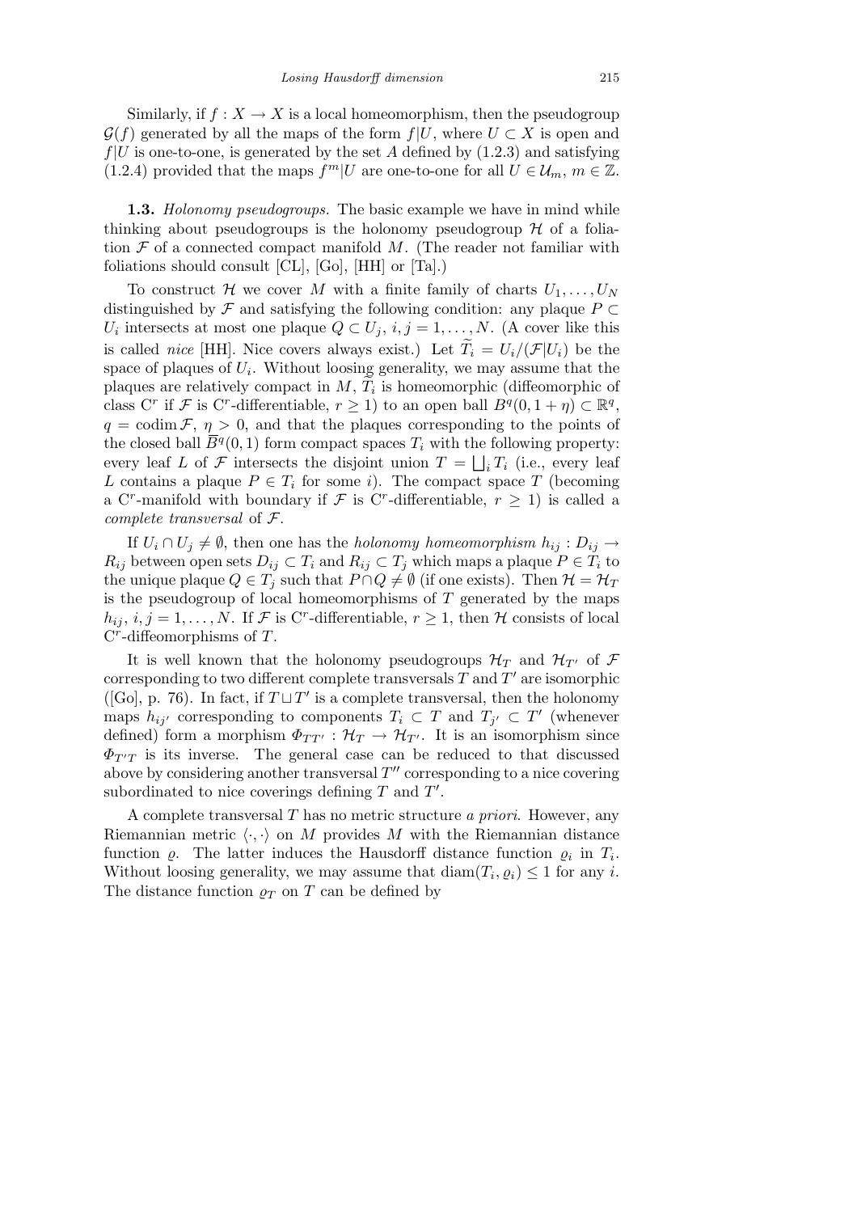Similarly, if $f : X \to X$ is a local homeomorphism, then the pseudogroup $\mathcal{G}(f)$ generated by all the maps of the form $f|U$, where $U \subset X$ is open and $f|U$ is one-to-one, is generated by the set $A$ defined by (1.2.3) and satisfying (1.2.4) provided that the maps $f^m|U$ are one-to-one for all $U \in \mathcal{U}_m$, $m \in \mathbb{Z}$.

**1.3.** *Holonomy pseudogroups.* The basic example we have in mind while thinking about pseudogroups is the holonomy pseudogroup $\mathcal{H}$ of a foliation $\mathcal{F}$ of a connected compact manifold $M$. (The reader not familiar with foliations should consult [CL], [Go], [HH] or [Ta].)

To construct $\mathcal{H}$ we cover $M$ with a finite family of charts $U_1, \ldots, U_N$ distinguished by $\mathcal{F}$ and satisfying the following condition: any plaque $P \subset U_i$ intersects at most one plaque $Q \subset U_j$, $i, j = 1, \ldots, N$. (A cover like this is called *nice* [HH]. Nice covers always exist.) Let $\widetilde{T}_i = U_i/(\mathcal{F}|U_i)$ be the space of plaques of $U_i$. Without loosing generality, we may assume that the plaques are relatively compact in $M$, $\widetilde{T}_i$ is homeomorphic (diffeomorphic of class $\mathrm{C}^r$ if $\mathcal{F}$ is $\mathrm{C}^r$-differentiable, $r \geq 1$) to an open ball $B^q(0, 1+\eta) \subset \mathbb{R}^q$, $q = \operatorname{codim} \mathcal{F}$, $\eta > 0$, and that the plaques corresponding to the points of the closed ball $\overline{B}^q(0,1)$ form compact spaces $T_i$ with the following property: every leaf $L$ of $\mathcal{F}$ intersects the disjoint union $T = \bigsqcup_i T_i$ (i.e., every leaf $L$ contains a plaque $P \in T_i$ for some $i$). The compact space $T$ (becoming a $\mathrm{C}^r$-manifold with boundary if $\mathcal{F}$ is $\mathrm{C}^r$-differentiable, $r \geq 1$) is called a *complete transversal* of $\mathcal{F}$.

If $U_i \cap U_j \neq \emptyset$, then one has the *holonomy homeomorphism* $h_{ij} : D_{ij} \to R_{ij}$ between open sets $D_{ij} \subset T_i$ and $R_{ij} \subset T_j$ which maps a plaque $P \in T_i$ to the unique plaque $Q \in T_j$ such that $P \cap Q \neq \emptyset$ (if one exists). Then $\mathcal{H} = \mathcal{H}_T$ is the pseudogroup of local homeomorphisms of $T$ generated by the maps $h_{ij}$, $i, j = 1, \ldots, N$. If $\mathcal{F}$ is $\mathrm{C}^r$-differentiable, $r \geq 1$, then $\mathcal{H}$ consists of local $\mathrm{C}^r$-diffeomorphisms of $T$.

It is well known that the holonomy pseudogroups $\mathcal{H}_T$ and $\mathcal{H}_{T'}$ of $\mathcal{F}$ corresponding to two different complete transversals $T$ and $T'$ are isomorphic ([Go], p. 76). In fact, if $T \sqcup T'$ is a complete transversal, then the holonomy maps $h_{ij'}$ corresponding to components $T_i \subset T$ and $T_{j'} \subset T'$ (whenever defined) form a morphism $\Phi_{TT'} : \mathcal{H}_T \to \mathcal{H}_{T'}$. It is an isomorphism since $\Phi_{T'T}$ is its inverse. The general case can be reduced to that discussed above by considering another transversal $T''$ corresponding to a nice covering subordinated to nice coverings defining $T$ and $T'$.

A complete transversal $T$ has no metric structure *a priori*. However, any Riemannian metric $\langle \cdot, \cdot \rangle$ on $M$ provides $M$ with the Riemannian distance function $\varrho$. The latter induces the Hausdorff distance function $\varrho_i$ in $T_i$. Without loosing generality, we may assume that $\operatorname{diam}(T_i, \varrho_i) \leq 1$ for any $i$. The distance function $\varrho_T$ on $T$ can be defined by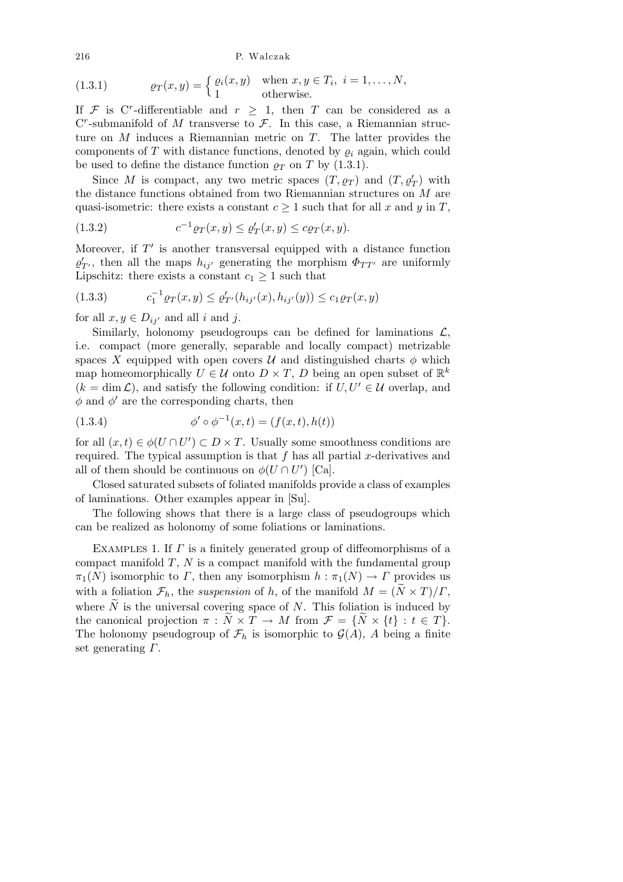$$
\varrho_T(x,y) = \begin{cases} \varrho_i(x,y) & \text{when } x,y \in T_i,\ i=1,\dots,N, \\ 1 & \text{otherwise.} \end{cases} \tag{1.3.1}
$$

If $\mathcal{F}$ is $\mathrm{C}^r$-differentiable and $r \geq 1$, then $T$ can be considered as a $\mathrm{C}^r$-submanifold of $M$ transverse to $\mathcal{F}$. In this case, a Riemannian structure on $M$ induces a Riemannian metric on $T$. The latter provides the components of $T$ with distance functions, denoted by $\varrho_i$ again, which could be used to define the distance function $\varrho_T$ on $T$ by (1.3.1).

Since $M$ is compact, any two metric spaces $(T, \varrho_T)$ and $(T, \varrho'_T)$ with the distance functions obtained from two Riemannian structures on $M$ are quasi-isometric: there exists a constant $c \geq 1$ such that for all $x$ and $y$ in $T$,

$$
c^{-1}\varrho_T(x,y) \leq \varrho'_T(x,y) \leq c\varrho_T(x,y). \tag{1.3.2}
$$

Moreover, if $T'$ is another transversal equipped with a distance function $\varrho'_{T'}$, then all the maps $h_{ij'}$ generating the morphism $\Phi_{TT'}$ are uniformly Lipschitz: there exists a constant $c_1 \geq 1$ such that

$$
c_1^{-1}\varrho_T(x,y) \leq \varrho'_{T'}(h_{ij'}(x), h_{ij'}(y)) \leq c_1\varrho_T(x,y) \tag{1.3.3}
$$

for all $x, y \in D_{ij'}$ and all $i$ and $j$.

Similarly, holonomy pseudogroups can be defined for laminations $\mathcal{L}$, i.e. compact (more generally, separable and locally compact) metrizable spaces $X$ equipped with open covers $\mathcal{U}$ and distinguished charts $\phi$ which map homeomorphically $U \in \mathcal{U}$ onto $D \times T$, $D$ being an open subset of $\mathbb{R}^k$ ($k = \dim \mathcal{L}$), and satisfy the following condition: if $U, U' \in \mathcal{U}$ overlap, and $\phi$ and $\phi'$ are the corresponding charts, then

$$
\phi' \circ \phi^{-1}(x,t) = (f(x,t), h(t)) \tag{1.3.4}
$$

for all $(x,t) \in \phi(U \cap U') \subset D \times T$. Usually some smoothness conditions are required. The typical assumption is that $f$ has all partial $x$-derivatives and all of them should be continuous on $\phi(U \cap U')$ [Ca].

Closed saturated subsets of foliated manifolds provide a class of examples of laminations. Other examples appear in [Su].

The following shows that there is a large class of pseudogroups which can be realized as holonomy of some foliations or laminations.

Examples 1. If $\Gamma$ is a finitely generated group of diffeomorphisms of a compact manifold $T$, $N$ is a compact manifold with the fundamental group $\pi_1(N)$ isomorphic to $\Gamma$, then any isomorphism $h : \pi_1(N) \to \Gamma$ provides us with a foliation $\mathcal{F}_h$, the *suspension* of $h$, of the manifold $M = (\widetilde{N} \times T)/\Gamma$, where $\widetilde{N}$ is the universal covering space of $N$. This foliation is induced by the canonical projection $\pi : \widetilde{N} \times T \to M$ from $\mathcal{F} = \{\widetilde{N} \times \{t\} : t \in T\}$. The holonomy pseudogroup of $\mathcal{F}_h$ is isomorphic to $\mathcal{G}(A)$, $A$ being a finite set generating $\Gamma$.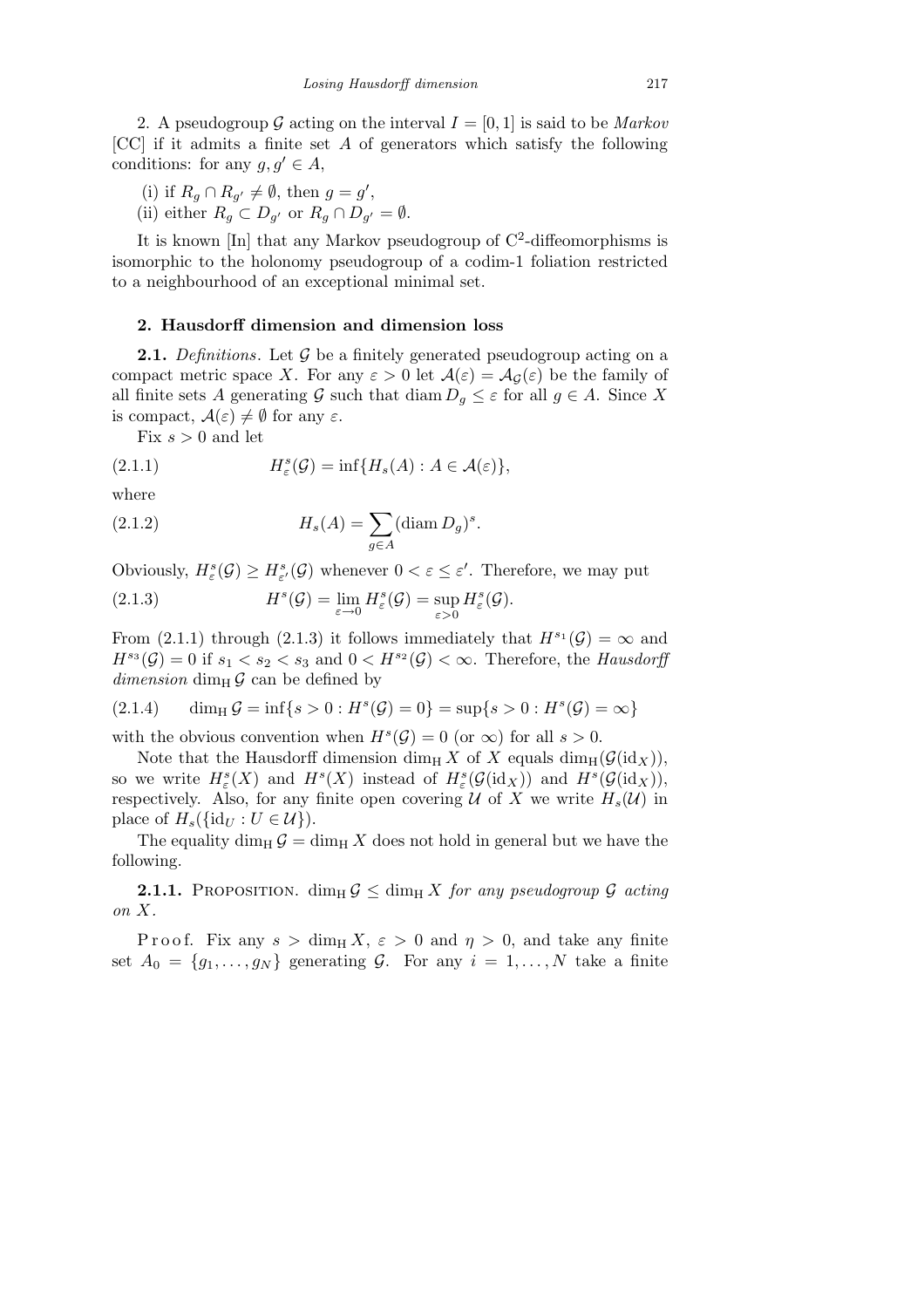2. A pseudogroup $\mathcal{G}$ acting on the interval $I = [0, 1]$ is said to be *Markov* [CC] if it admits a finite set $A$ of generators which satisfy the following conditions: for any $g, g' \in A$,

(i) if $R_g \cap R_{g'} \neq \emptyset$, then $g = g'$,
(ii) either $R_g \subset D_{g'}$ or $R_g \cap D_{g'} = \emptyset$.

It is known [In] that any Markov pseudogroup of $C^2$-diffeomorphisms is isomorphic to the holonomy pseudogroup of a codim-1 foliation restricted to a neighbourhood of an exceptional minimal set.

## 2. Hausdorff dimension and dimension loss

**2.1.** *Definitions*. Let $\mathcal{G}$ be a finitely generated pseudogroup acting on a compact metric space $X$. For any $\varepsilon > 0$ let $\mathcal{A}(\varepsilon) = \mathcal{A}_{\mathcal{G}}(\varepsilon)$ be the family of all finite sets $A$ generating $\mathcal{G}$ such that $\operatorname{diam} D_g \leq \varepsilon$ for all $g \in A$. Since $X$ is compact, $\mathcal{A}(\varepsilon) \neq \emptyset$ for any $\varepsilon$.

Fix $s > 0$ and let

$$H^s_\varepsilon(\mathcal{G}) = \inf\{H_s(A) : A \in \mathcal{A}(\varepsilon)\}, \tag{2.1.1}$$

where

$$H_s(A) = \sum_{g \in A} (\operatorname{diam} D_g)^s. \tag{2.1.2}$$

Obviously, $H^s_\varepsilon(\mathcal{G}) \geq H^s_{\varepsilon'}(\mathcal{G})$ whenever $0 < \varepsilon \leq \varepsilon'$. Therefore, we may put

$$H^s(\mathcal{G}) = \lim_{\varepsilon \to 0} H^s_\varepsilon(\mathcal{G}) = \sup_{\varepsilon > 0} H^s_\varepsilon(\mathcal{G}). \tag{2.1.3}$$

From (2.1.1) through (2.1.3) it follows immediately that $H^{s_1}(\mathcal{G}) = \infty$ and $H^{s_3}(\mathcal{G}) = 0$ if $s_1 < s_2 < s_3$ and $0 < H^{s_2}(\mathcal{G}) < \infty$. Therefore, the *Hausdorff dimension* $\dim_{\mathrm{H}} \mathcal{G}$ can be defined by

$$\dim_{\mathrm{H}} \mathcal{G} = \inf\{s > 0 : H^s(\mathcal{G}) = 0\} = \sup\{s > 0 : H^s(\mathcal{G}) = \infty\} \tag{2.1.4}$$

with the obvious convention when $H^s(\mathcal{G}) = 0$ (or $\infty$) for all $s > 0$.

Note that the Hausdorff dimension $\dim_{\mathrm{H}} X$ of $X$ equals $\dim_{\mathrm{H}}(\mathcal{G}(\mathrm{id}_X))$, so we write $H^s_\varepsilon(X)$ and $H^s(X)$ instead of $H^s_\varepsilon(\mathcal{G}(\mathrm{id}_X))$ and $H^s(\mathcal{G}(\mathrm{id}_X))$, respectively. Also, for any finite open covering $\mathcal{U}$ of $X$ we write $H_s(\mathcal{U})$ in place of $H_s(\{\mathrm{id}_U : U \in \mathcal{U}\})$.

The equality $\dim_{\mathrm{H}} \mathcal{G} = \dim_{\mathrm{H}} X$ does not hold in general but we have the following.

**2.1.1.** Proposition. *$\dim_{\mathrm{H}} \mathcal{G} \leq \dim_{\mathrm{H}} X$ for any pseudogroup $\mathcal{G}$ acting on $X$.*

Proof. Fix any $s > \dim_{\mathrm{H}} X$, $\varepsilon > 0$ and $\eta > 0$, and take any finite set $A_0 = \{g_1, \ldots, g_N\}$ generating $\mathcal{G}$. For any $i = 1, \ldots, N$ take a finite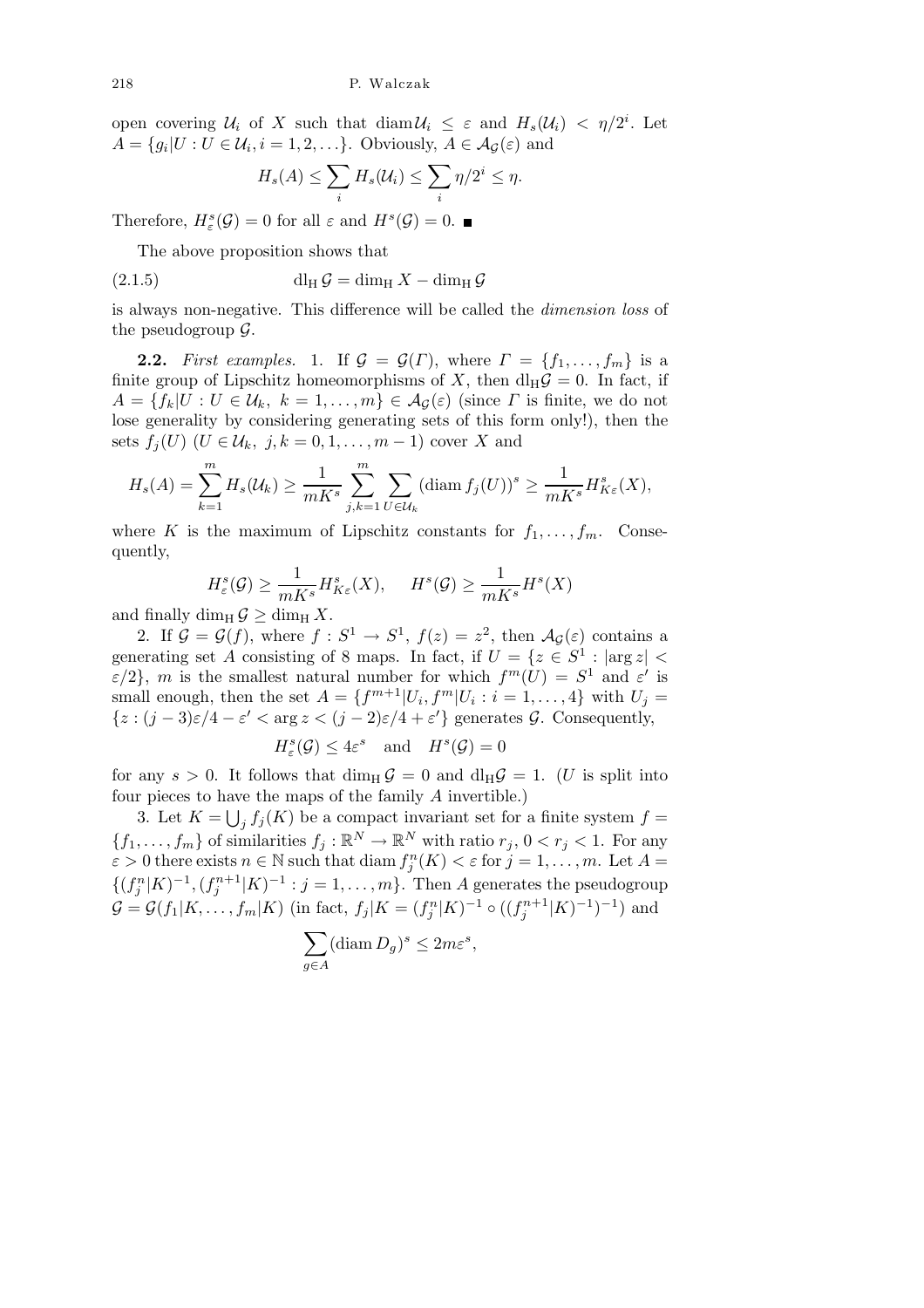open covering $\mathcal{U}_i$ of $X$ such that $\operatorname{diam} \mathcal{U}_i \le \varepsilon$ and $H_s(\mathcal{U}_i) < \eta/2^i$. Let $A = \{g_i|U : U \in \mathcal{U}_i, i = 1, 2, \ldots\}$. Obviously, $A \in \mathcal{A}_{\mathcal{G}}(\varepsilon)$ and

$$H_s(A) \le \sum_i H_s(\mathcal{U}_i) \le \sum_i \eta/2^i \le \eta.$$

Therefore, $H^s_\varepsilon(\mathcal{G}) = 0$ for all $\varepsilon$ and $H^s(\mathcal{G}) = 0$. ■

The above proposition shows that

$$\operatorname{dl}_{\mathrm{H}} \mathcal{G} = \dim_{\mathrm{H}} X - \dim_{\mathrm{H}} \mathcal{G} \tag{2.1.5}$$

is always non-negative. This difference will be called the *dimension loss* of the pseudogroup $\mathcal{G}$.

**2.2.** *First examples.* 1. If $\mathcal{G} = \mathcal{G}(\Gamma)$, where $\Gamma = \{f_1, \ldots, f_m\}$ is a finite group of Lipschitz homeomorphisms of $X$, then $\operatorname{dl}_{\mathrm{H}} \mathcal{G} = 0$. In fact, if $A = \{f_k|U : U \in \mathcal{U}_k,\ k = 1, \ldots, m\} \in \mathcal{A}_{\mathcal{G}}(\varepsilon)$ (since $\Gamma$ is finite, we do not lose generality by considering generating sets of this form only!), then the sets $f_j(U)$ ($U \in \mathcal{U}_k,\ j, k = 0, 1, \ldots, m-1$) cover $X$ and

$$H_s(A) = \sum_{k=1}^m H_s(\mathcal{U}_k) \ge \frac{1}{mK^s} \sum_{j,k=1}^m \sum_{U \in \mathcal{U}_k} (\operatorname{diam} f_j(U))^s \ge \frac{1}{mK^s} H^s_{K\varepsilon}(X),$$

where $K$ is the maximum of Lipschitz constants for $f_1, \ldots, f_m$. Consequently,

$$H^s_\varepsilon(\mathcal{G}) \ge \frac{1}{mK^s} H^s_{K\varepsilon}(X), \qquad H^s(\mathcal{G}) \ge \frac{1}{mK^s} H^s(X)$$

and finally $\dim_{\mathrm{H}} \mathcal{G} \ge \dim_{\mathrm{H}} X$.

2. If $\mathcal{G} = \mathcal{G}(f)$, where $f : S^1 \to S^1$, $f(z) = z^2$, then $\mathcal{A}_{\mathcal{G}}(\varepsilon)$ contains a generating set $A$ consisting of 8 maps. In fact, if $U = \{z \in S^1 : |\arg z| < \varepsilon/2\}$, $m$ is the smallest natural number for which $f^m(U) = S^1$ and $\varepsilon'$ is small enough, then the set $A = \{f^{m+1}|U_i, f^m|U_i : i = 1, \ldots, 4\}$ with $U_j = \{z : (j-3)\varepsilon/4 - \varepsilon' < \arg z < (j-2)\varepsilon/4 + \varepsilon'\}$ generates $\mathcal{G}$. Consequently,

$$H^s_\varepsilon(\mathcal{G}) \le 4\varepsilon^s \quad \text{and} \quad H^s(\mathcal{G}) = 0$$

for any $s > 0$. It follows that $\dim_{\mathrm{H}} \mathcal{G} = 0$ and $\operatorname{dl}_{\mathrm{H}} \mathcal{G} = 1$. ($U$ is split into four pieces to have the maps of the family $A$ invertible.)

3. Let $K = \bigcup_j f_j(K)$ be a compact invariant set for a finite system $f = \{f_1, \ldots, f_m\}$ of similarities $f_j : \mathbb{R}^N \to \mathbb{R}^N$ with ratio $r_j$, $0 < r_j < 1$. For any $\varepsilon > 0$ there exists $n \in \mathbb{N}$ such that $\operatorname{diam} f^n_j(K) < \varepsilon$ for $j = 1, \ldots, m$. Let $A = \{(f^n_j|K)^{-1}, (f^{n+1}_j|K)^{-1} : j = 1, \ldots, m\}$. Then $A$ generates the pseudogroup $\mathcal{G} = \mathcal{G}(f_1|K, \ldots, f_m|K)$ (in fact, $f_j|K = (f^n_j|K)^{-1} \circ ((f^{n+1}_j|K)^{-1})^{-1}$) and

$$\sum_{g \in A} (\operatorname{diam} D_g)^s \le 2m\varepsilon^s,$$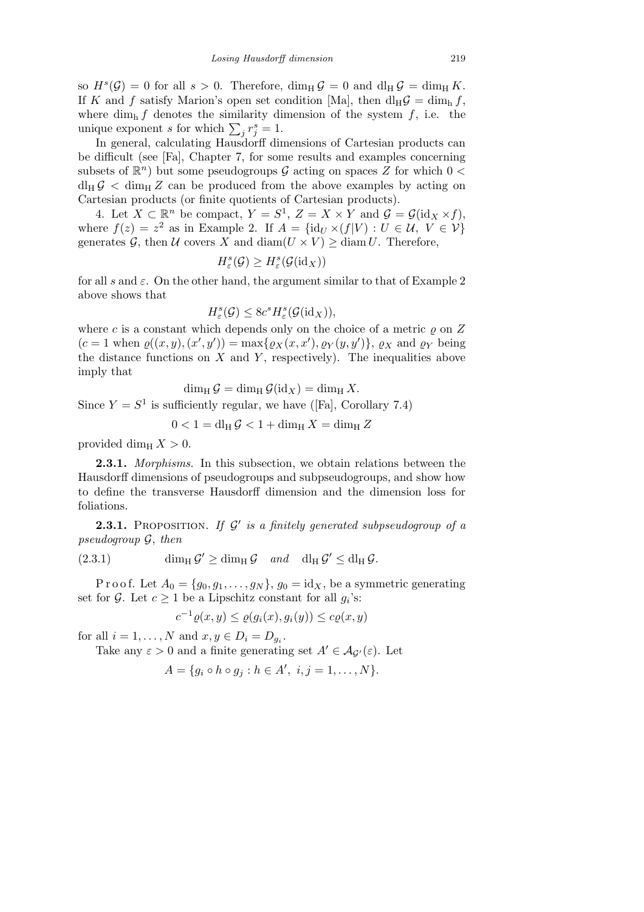so $H^s(\mathcal{G}) = 0$ for all $s > 0$. Therefore, $\dim_{\mathrm{H}} \mathcal{G} = 0$ and $\mathrm{dl}_{\mathrm{H}} \mathcal{G} = \dim_{\mathrm{H}} K$. If $K$ and $f$ satisfy Marion's open set condition [Ma], then $\mathrm{dl}_{\mathrm{H}} \mathcal{G} = \dim_{\mathrm{h}} f$, where $\dim_{\mathrm{h}} f$ denotes the similarity dimension of the system $f$, i.e. the unique exponent $s$ for which $\sum_j r_j^s = 1$.

In general, calculating Hausdorff dimensions of Cartesian products can be difficult (see [Fa], Chapter 7, for some results and examples concerning subsets of $\mathbb{R}^n$) but some pseudogroups $\mathcal{G}$ acting on spaces $Z$ for which $0 < \mathrm{dl}_{\mathrm{H}} \mathcal{G} < \dim_{\mathrm{H}} Z$ can be produced from the above examples by acting on Cartesian products (or finite quotients of Cartesian products).

4. Let $X \subset \mathbb{R}^n$ be compact, $Y = S^1$, $Z = X \times Y$ and $\mathcal{G} = \mathcal{G}(\mathrm{id}_X \times f)$, where $f(z) = z^2$ as in Example 2. If $A = \{\mathrm{id}_U \times (f|V) : U \in \mathcal{U},\ V \in \mathcal{V}\}$ generates $\mathcal{G}$, then $\mathcal{U}$ covers $X$ and $\operatorname{diam}(U \times V) \geq \operatorname{diam} U$. Therefore,

$$H_\varepsilon^s(\mathcal{G}) \geq H_\varepsilon^s(\mathcal{G}(\mathrm{id}_X))$$

for all $s$ and $\varepsilon$. On the other hand, the argument similar to that of Example 2 above shows that

$$H_\varepsilon^s(\mathcal{G}) \leq 8c^s H_\varepsilon^s(\mathcal{G}(\mathrm{id}_X)),$$

where $c$ is a constant which depends only on the choice of a metric $\varrho$ on $Z$ ($c = 1$ when $\varrho((x,y),(x',y')) = \max\{\varrho_X(x,x'), \varrho_Y(y,y')\}$, $\varrho_X$ and $\varrho_Y$ being the distance functions on $X$ and $Y$, respectively). The inequalities above imply that

$$\dim_{\mathrm{H}} \mathcal{G} = \dim_{\mathrm{H}} \mathcal{G}(\mathrm{id}_X) = \dim_{\mathrm{H}} X.$$

Since $Y = S^1$ is sufficiently regular, we have ([Fa], Corollary 7.4)

$$0 < 1 = \mathrm{dl}_{\mathrm{H}} \mathcal{G} < 1 + \dim_{\mathrm{H}} X = \dim_{\mathrm{H}} Z$$

provided $\dim_{\mathrm{H}} X > 0$.

**2.3.1.** *Morphisms.* In this subsection, we obtain relations between the Hausdorff dimensions of pseudogroups and subpseudogroups, and show how to define the transverse Hausdorff dimension and the dimension loss for foliations.

**2.3.1.** Proposition. *If $\mathcal{G}'$ is a finitely generated subpseudogroup of a pseudogroup $\mathcal{G}$, then*

$$\dim_{\mathrm{H}} \mathcal{G}' \geq \dim_{\mathrm{H}} \mathcal{G} \quad \text{and} \quad \mathrm{dl}_{\mathrm{H}} \mathcal{G}' \leq \mathrm{dl}_{\mathrm{H}} \mathcal{G}. \tag{2.3.1}$$

Proof. Let $A_0 = \{g_0, g_1, \ldots, g_N\}$, $g_0 = \mathrm{id}_X$, be a symmetric generating set for $\mathcal{G}$. Let $c \geq 1$ be a Lipschitz constant for all $g_i$'s:

$$c^{-1}\varrho(x,y) \leq \varrho(g_i(x), g_i(y)) \leq c\varrho(x,y)$$

for all $i = 1, \ldots, N$ and $x, y \in D_i = D_{g_i}$.

Take any $\varepsilon > 0$ and a finite generating set $A' \in \mathcal{A}_{\mathcal{G}'}(\varepsilon)$. Let

$$A = \{g_i \circ h \circ g_j : h \in A',\ i, j = 1, \ldots, N\}.$$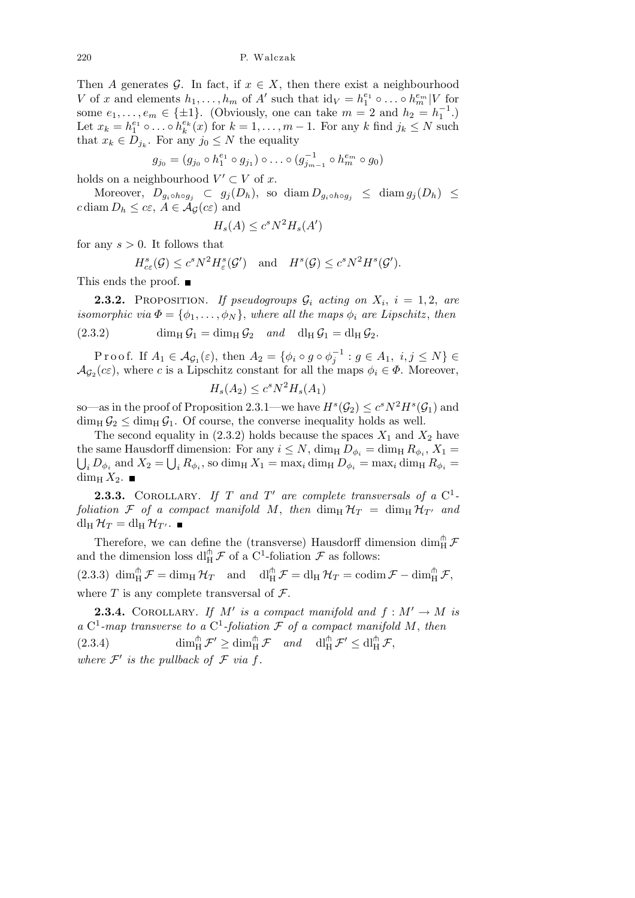Then $A$ generates $\mathcal{G}$. In fact, if $x \in X$, then there exist a neighbourhood $V$ of $x$ and elements $h_1, \ldots, h_m$ of $A'$ such that $\mathrm{id}_V = h_1^{e_1} \circ \ldots \circ h_m^{e_m} | V$ for some $e_1, \ldots, e_m \in \{\pm 1\}$. (Obviously, one can take $m = 2$ and $h_2 = h_1^{-1}$.) Let $x_k = h_1^{e_1} \circ \ldots \circ h_k^{e_k}(x)$ for $k = 1, \ldots, m-1$. For any $k$ find $j_k \le N$ such that $x_k \in D_{j_k}$. For any $j_0 \le N$ the equality

$$g_{j_0} = (g_{j_0} \circ h_1^{e_1} \circ g_{j_1}) \circ \ldots \circ (g_{j_{m-1}}^{-1} \circ h_m^{e_m} \circ g_0)$$

holds on a neighbourhood $V' \subset V$ of $x$.

Moreover, $D_{g_i \circ h \circ g_j} \subset g_j(D_h)$, so $\operatorname{diam} D_{g_i \circ h \circ g_j} \le \operatorname{diam} g_j(D_h) \le c \operatorname{diam} D_h \le c\varepsilon$, $A \in \mathcal{A}_{\mathcal{G}}(c\varepsilon)$ and

$$H_s(A) \le c^s N^2 H_s(A')$$

for any $s > 0$. It follows that

$$H^s_{c\varepsilon}(\mathcal{G}) \le c^s N^2 H^s_{\varepsilon}(\mathcal{G}') \quad \text{and} \quad H^s(\mathcal{G}) \le c^s N^2 H^s(\mathcal{G}').$$

This ends the proof. ■

**2.3.2.** Proposition. *If pseudogroups $\mathcal{G}_i$ acting on $X_i$, $i = 1, 2$, are isomorphic via $\Phi = \{\phi_1, \ldots, \phi_N\}$, where all the maps $\phi_i$ are Lipschitz, then*

$$\dim_{\mathrm{H}} \mathcal{G}_1 = \dim_{\mathrm{H}} \mathcal{G}_2 \quad \textit{and} \quad \mathrm{dl}_{\mathrm{H}} \mathcal{G}_1 = \mathrm{dl}_{\mathrm{H}} \mathcal{G}_2. \tag{2.3.2}$$

Proof. If $A_1 \in \mathcal{A}_{\mathcal{G}_1}(\varepsilon)$, then $A_2 = \{\phi_i \circ g \circ \phi_j^{-1} : g \in A_1,\ i, j \le N\} \in \mathcal{A}_{\mathcal{G}_2}(c\varepsilon)$, where $c$ is a Lipschitz constant for all the maps $\phi_i \in \Phi$. Moreover,

$$H_s(A_2) \le c^s N^2 H_s(A_1)$$

so—as in the proof of Proposition 2.3.1—we have $H^s(\mathcal{G}_2) \le c^s N^2 H^s(\mathcal{G}_1)$ and $\dim_{\mathrm{H}} \mathcal{G}_2 \le \dim_{\mathrm{H}} \mathcal{G}_1$. Of course, the converse inequality holds as well.

The second equality in (2.3.2) holds because the spaces $X_1$ and $X_2$ have the same Hausdorff dimension: For any $i \le N$, $\dim_{\mathrm{H}} D_{\phi_i} = \dim_{\mathrm{H}} R_{\phi_i}$, $X_1 = \bigcup_i D_{\phi_i}$ and $X_2 = \bigcup_i R_{\phi_i}$, so $\dim_{\mathrm{H}} X_1 = \max_i \dim_{\mathrm{H}} D_{\phi_i} = \max_i \dim_{\mathrm{H}} R_{\phi_i} = \dim_{\mathrm{H}} X_2$. ■

**2.3.3.** Corollary. *If $T$ and $T'$ are complete transversals of a $\mathrm{C}^1$-foliation $\mathcal{F}$ of a compact manifold $M$, then $\dim_{\mathrm{H}} \mathcal{H}_T = \dim_{\mathrm{H}} \mathcal{H}_{T'}$ and $\mathrm{dl}_{\mathrm{H}} \mathcal{H}_T = \mathrm{dl}_{\mathrm{H}} \mathcal{H}_{T'}$.* ■

Therefore, we can define the (transverse) Hausdorff dimension $\dim^{\pitchfork}_{\mathrm{H}} \mathcal{F}$ and the dimension loss $\mathrm{dl}^{\pitchfork}_{\mathrm{H}} \mathcal{F}$ of a $\mathrm{C}^1$-foliation $\mathcal{F}$ as follows:

$$\dim^{\pitchfork}_{\mathrm{H}} \mathcal{F} = \dim_{\mathrm{H}} \mathcal{H}_T \quad \text{and} \quad \mathrm{dl}^{\pitchfork}_{\mathrm{H}} \mathcal{F} = \mathrm{dl}_{\mathrm{H}} \mathcal{H}_T = \operatorname{codim} \mathcal{F} - \dim^{\pitchfork}_{\mathrm{H}} \mathcal{F}, \tag{2.3.3}$$

where $T$ is any complete transversal of $\mathcal{F}$.

**2.3.4.** Corollary. *If $M'$ is a compact manifold and $f : M' \to M$ is a $\mathrm{C}^1$-map transverse to a $\mathrm{C}^1$-foliation $\mathcal{F}$ of a compact manifold $M$, then*

$$\dim^{\pitchfork}_{\mathrm{H}} \mathcal{F}' \ge \dim^{\pitchfork}_{\mathrm{H}} \mathcal{F} \quad \textit{and} \quad \mathrm{dl}^{\pitchfork}_{\mathrm{H}} \mathcal{F}' \le \mathrm{dl}^{\pitchfork}_{\mathrm{H}} \mathcal{F}, \tag{2.3.4}$$

*where $\mathcal{F}'$ is the pullback of $\mathcal{F}$ via $f$.*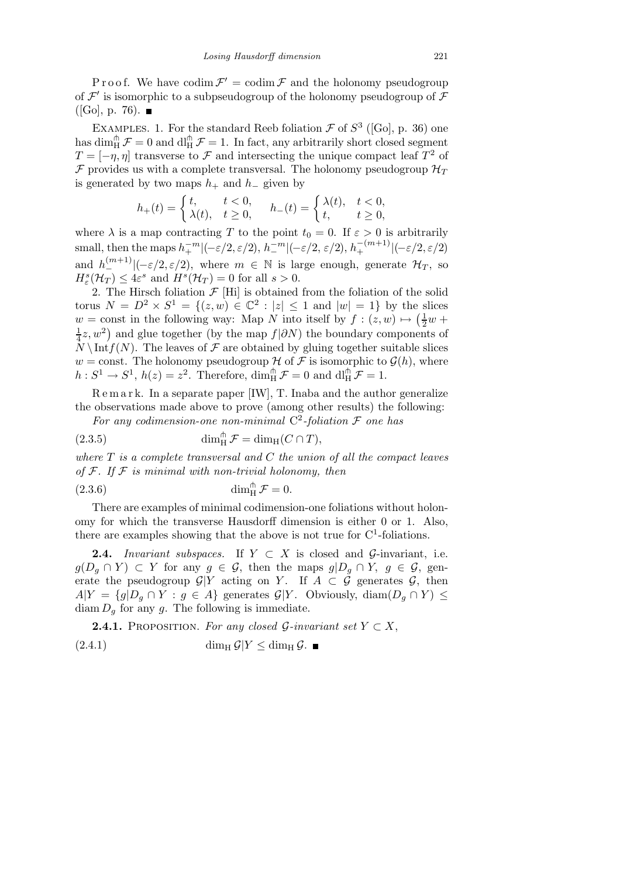Proof. We have $\operatorname{codim} \mathcal{F}' = \operatorname{codim} \mathcal{F}$ and the holonomy pseudogroup of $\mathcal{F}'$ is isomorphic to a subpseudogroup of the holonomy pseudogroup of $\mathcal{F}$ ([Go], p. 76). ■

Examples. 1. For the standard Reeb foliation $\mathcal{F}$ of $S^3$ ([Go], p. 36) one has $\dim_{\mathrm{H}}^{\pitchfork} \mathcal{F} = 0$ and $\mathrm{dl}_{\mathrm{H}}^{\pitchfork} \mathcal{F} = 1$. In fact, any arbitrarily short closed segment $T = [-\eta, \eta]$ transverse to $\mathcal{F}$ and intersecting the unique compact leaf $T^2$ of $\mathcal{F}$ provides us with a complete transversal. The holonomy pseudogroup $\mathcal{H}_T$ is generated by two maps $h_+$ and $h_-$ given by

$$h_+(t) = \begin{cases} t, & t < 0, \\ \lambda(t), & t \geq 0, \end{cases} \qquad h_-(t) = \begin{cases} \lambda(t), & t < 0, \\ t, & t \geq 0, \end{cases}$$

where $\lambda$ is a map contracting $T$ to the point $t_0 = 0$. If $\varepsilon > 0$ is arbitrarily small, then the maps $h_+^{-m}|(-\varepsilon/2, \varepsilon/2)$, $h_-^{-m}|(-\varepsilon/2, \varepsilon/2)$, $h_+^{-(m+1)}|(-\varepsilon/2, \varepsilon/2)$ and $h_-^{(m+1)}|(-\varepsilon/2, \varepsilon/2)$, where $m \in \mathbb{N}$ is large enough, generate $\mathcal{H}_T$, so $H_\varepsilon^s(\mathcal{H}_T) \leq 4\varepsilon^s$ and $H^s(\mathcal{H}_T) = 0$ for all $s > 0$.

2. The Hirsch foliation $\mathcal{F}$ [Hi] is obtained from the foliation of the solid torus $N = D^2 \times S^1 = \{(z, w) \in \mathbb{C}^2 : |z| \leq 1 \text{ and } |w| = 1\}$ by the slices $w = \text{const}$ in the following way: Map $N$ into itself by $f : (z, w) \mapsto \left(\frac{1}{2}w + \frac{1}{4}z, w^2\right)$ and glue together (by the map $f|\partial N$) the boundary components of $N \setminus \operatorname{Int} f(N)$. The leaves of $\mathcal{F}$ are obtained by gluing together suitable slices $w = \text{const}$. The holonomy pseudogroup $\mathcal{H}$ of $\mathcal{F}$ is isomorphic to $\mathcal{G}(h)$, where $h : S^1 \to S^1$, $h(z) = z^2$. Therefore, $\dim_{\mathrm{H}}^{\pitchfork} \mathcal{F} = 0$ and $\mathrm{dl}_{\mathrm{H}}^{\pitchfork} \mathcal{F} = 1$.

Remark. In a separate paper [IW], T. Inaba and the author generalize the observations made above to prove (among other results) the following:

*For any codimension-one non-minimal* $\mathrm{C}^2$*-foliation* $\mathcal{F}$ *one has*

$$\dim_{\mathrm{H}}^{\pitchfork} \mathcal{F} = \dim_{\mathrm{H}}(C \cap T), \tag{2.3.5}$$

*where* $T$ *is a complete transversal and* $C$ *the union of all the compact leaves of* $\mathcal{F}$. *If* $\mathcal{F}$ *is minimal with non-trivial holonomy, then*

$$\dim_{\mathrm{H}}^{\pitchfork} \mathcal{F} = 0. \tag{2.3.6}$$

There are examples of minimal codimension-one foliations without holonomy for which the transverse Hausdorff dimension is either 0 or 1. Also, there are examples showing that the above is not true for $\mathrm{C}^1$-foliations.

**2.4.** *Invariant subspaces.* If $Y \subset X$ is closed and $\mathcal{G}$-invariant, i.e. $g(D_g \cap Y) \subset Y$ for any $g \in \mathcal{G}$, then the maps $g|D_g \cap Y$, $g \in \mathcal{G}$, generate the pseudogroup $\mathcal{G}|Y$ acting on $Y$. If $A \subset \mathcal{G}$ generates $\mathcal{G}$, then $A|Y = \{g|D_g \cap Y : g \in A\}$ generates $\mathcal{G}|Y$. Obviously, $\operatorname{diam}(D_g \cap Y) \leq \operatorname{diam} D_g$ for any $g$. The following is immediate.

**2.4.1.** Proposition. *For any closed* $\mathcal{G}$*-invariant set* $Y \subset X$,

$$\dim_{\mathrm{H}} \mathcal{G}|Y \leq \dim_{\mathrm{H}} \mathcal{G}. \tag{2.4.1}$$ ■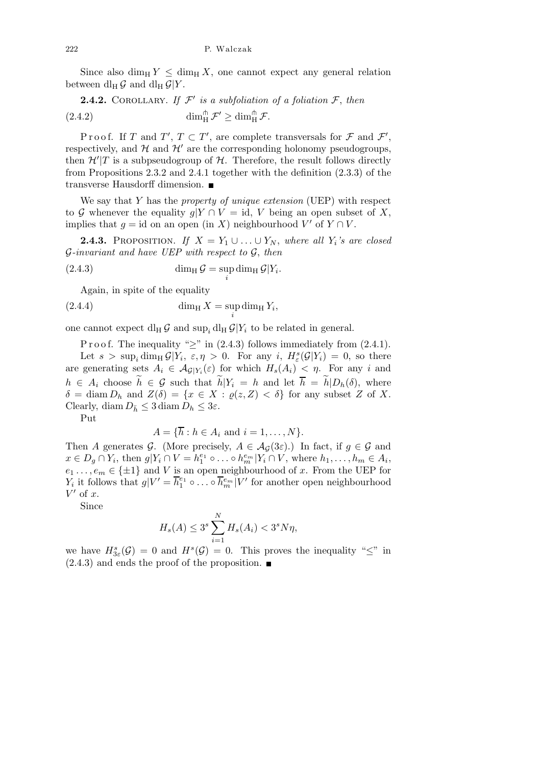Since also $\dim_{\mathrm{H}} Y \le \dim_{\mathrm{H}} X$, one cannot expect any general relation between $\mathrm{dl}_{\mathrm{H}}\, \mathcal{G}$ and $\mathrm{dl}_{\mathrm{H}}\, \mathcal{G}|Y$.

**2.4.2.** Corollary. *If $\mathcal{F}'$ is a subfoliation of a foliation $\mathcal{F}$, then*

$$\dim_{\mathrm{H}}^{\pitchfork} \mathcal{F}' \ge \dim_{\mathrm{H}}^{\pitchfork} \mathcal{F}. \tag{2.4.2}$$

Proof. If $T$ and $T'$, $T \subset T'$, are complete transversals for $\mathcal{F}$ and $\mathcal{F}'$, respectively, and $\mathcal{H}$ and $\mathcal{H}'$ are the corresponding holonomy pseudogroups, then $\mathcal{H}'|T$ is a subpseudogroup of $\mathcal{H}$. Therefore, the result follows directly from Propositions 2.3.2 and 2.4.1 together with the definition (2.3.3) of the transverse Hausdorff dimension. ■

We say that $Y$ has the *property of unique extension* (UEP) with respect to $\mathcal{G}$ whenever the equality $g|Y \cap V = \mathrm{id}$, $V$ being an open subset of $X$, implies that $g = \mathrm{id}$ on an open (in $X$) neighbourhood $V'$ of $Y \cap V$.

**2.4.3.** Proposition. *If $X = Y_1 \cup \ldots \cup Y_N$, where all $Y_i$'s are closed $\mathcal{G}$-invariant and have UEP with respect to $\mathcal{G}$, then*

$$\dim_{\mathrm{H}} \mathcal{G} = \sup_i \dim_{\mathrm{H}} \mathcal{G}|Y_i. \tag{2.4.3}$$

Again, in spite of the equality

$$\dim_{\mathrm{H}} X = \sup_i \dim_{\mathrm{H}} Y_i, \tag{2.4.4}$$

one cannot expect $\mathrm{dl}_{\mathrm{H}}\, \mathcal{G}$ and $\sup_i \mathrm{dl}_{\mathrm{H}}\, \mathcal{G}|Y_i$ to be related in general.

Proof. The inequality "$\ge$" in (2.4.3) follows immediately from (2.4.1).

Let $s > \sup_i \dim_{\mathrm{H}} \mathcal{G}|Y_i$, $\varepsilon, \eta > 0$. For any $i$, $H^s_\varepsilon(\mathcal{G}|Y_i) = 0$, so there are generating sets $A_i \in \mathcal{A}_{\mathcal{G}|Y_i}(\varepsilon)$ for which $H_s(A_i) < \eta$. For any $i$ and $h \in A_i$ choose $\widetilde{h} \in \mathcal{G}$ such that $\widetilde{h}|Y_i = h$ and let $\overline{h} = \widetilde{h}|D_h(\delta)$, where $\delta = \operatorname{diam} D_h$ and $Z(\delta) = \{x \in X : \varrho(z, Z) < \delta\}$ for any subset $Z$ of $X$. Clearly, $\operatorname{diam} D_{\bar{h}} \le 3 \operatorname{diam} D_h \le 3\varepsilon$.

Put

$$A = \{\overline{h} : h \in A_i \text{ and } i = 1, \ldots, N\}.$$

Then $A$ generates $\mathcal{G}$. (More precisely, $A \in \mathcal{A}_{\mathcal{G}}(3\varepsilon)$.) In fact, if $g \in \mathcal{G}$ and $x \in D_g \cap Y_i$, then $g|Y_i \cap V = h_1^{e_1} \circ \ldots \circ h_m^{e_m}|Y_i \cap V$, where $h_1, \ldots, h_m \in A_i$, $e_1 \ldots, e_m \in \{\pm 1\}$ and $V$ is an open neighbourhood of $x$. From the UEP for $Y_i$ it follows that $g|V' = \overline{h}_1^{e_1} \circ \ldots \circ \overline{h}_m^{e_m}|V'$ for another open neighbourhood $V'$ of $x$.

Since

$$H_s(A) \le 3^s \sum_{i=1}^N H_s(A_i) < 3^s N \eta,$$

we have $H^s_{3\varepsilon}(\mathcal{G}) = 0$ and $H^s(\mathcal{G}) = 0$. This proves the inequality "$\le$" in (2.4.3) and ends the proof of the proposition. ■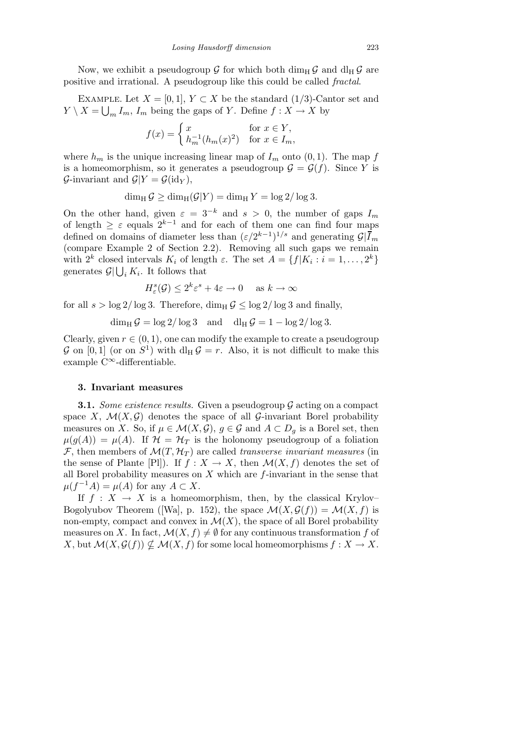Now, we exhibit a pseudogroup $\mathcal{G}$ for which both $\dim_{\mathrm{H}} \mathcal{G}$ and $\mathrm{dl}_{\mathrm{H}} \mathcal{G}$ are positive and irrational. A pseudogroup like this could be called *fractal*.

EXAMPLE. Let $X = [0, 1]$, $Y \subset X$ be the standard $(1/3)$-Cantor set and $Y \setminus X = \bigcup_m I_m$, $I_m$ being the gaps of $Y$. Define $f : X \to X$ by

$$f(x) = \begin{cases} x & \text{for } x \in Y, \\ h_m^{-1}(h_m(x)^2) & \text{for } x \in I_m, \end{cases}$$

where $h_m$ is the unique increasing linear map of $I_m$ onto $(0, 1)$. The map $f$ is a homeomorphism, so it generates a pseudogroup $\mathcal{G} = \mathcal{G}(f)$. Since $Y$ is $\mathcal{G}$-invariant and $\mathcal{G}|Y = \mathcal{G}(\mathrm{id}_Y)$,

$$\dim_{\mathrm{H}} \mathcal{G} \geq \dim_{\mathrm{H}}(\mathcal{G}|Y) = \dim_{\mathrm{H}} Y = \log 2/\log 3.$$

On the other hand, given $\varepsilon = 3^{-k}$ and $s > 0$, the number of gaps $I_m$ of length $\geq \varepsilon$ equals $2^{k-1}$ and for each of them one can find four maps defined on domains of diameter less than $(\varepsilon/2^{k-1})^{1/s}$ and generating $\mathcal{G}|\overline{I}_m$ (compare Example 2 of Section 2.2). Removing all such gaps we remain with $2^k$ closed intervals $K_i$ of length $\varepsilon$. The set $A = \{f|K_i : i = 1, \ldots, 2^k\}$ generates $\mathcal{G}|\bigcup_i K_i$. It follows that

$$H^s_\varepsilon(\mathcal{G}) \leq 2^k \varepsilon^s + 4\varepsilon \to 0 \quad \text{as } k \to \infty$$

for all $s > \log 2/\log 3$. Therefore, $\dim_{\mathrm{H}} \mathcal{G} \leq \log 2/\log 3$ and finally,

$$\dim_{\mathrm{H}} \mathcal{G} = \log 2/\log 3 \quad \text{and} \quad \mathrm{dl}_{\mathrm{H}} \mathcal{G} = 1 - \log 2/\log 3.$$

Clearly, given $r \in (0, 1)$, one can modify the example to create a pseudogroup $\mathcal{G}$ on $[0, 1]$ (or on $S^1$) with $\mathrm{dl}_{\mathrm{H}} \mathcal{G} = r$. Also, it is not difficult to make this example $\mathrm{C}^\infty$-differentiable.

### 3. Invariant measures

**3.1.** *Some existence results.* Given a pseudogroup $\mathcal{G}$ acting on a compact space $X$, $\mathcal{M}(X, \mathcal{G})$ denotes the space of all $\mathcal{G}$-invariant Borel probability measures on $X$. So, if $\mu \in \mathcal{M}(X, \mathcal{G})$, $g \in \mathcal{G}$ and $A \subset D_g$ is a Borel set, then $\mu(g(A)) = \mu(A)$. If $\mathcal{H} = \mathcal{H}_T$ is the holonomy pseudogroup of a foliation $\mathcal{F}$, then members of $\mathcal{M}(T, \mathcal{H}_T)$ are called *transverse invariant measures* (in the sense of Plante [Pl]). If $f : X \to X$, then $\mathcal{M}(X, f)$ denotes the set of all Borel probability measures on $X$ which are $f$-invariant in the sense that $\mu(f^{-1}A) = \mu(A)$ for any $A \subset X$.

If $f : X \to X$ is a homeomorphism, then, by the classical Krylov–Bogolyubov Theorem ([Wa], p. 152), the space $\mathcal{M}(X, \mathcal{G}(f)) = \mathcal{M}(X, f)$ is non-empty, compact and convex in $\mathcal{M}(X)$, the space of all Borel probability measures on $X$. In fact, $\mathcal{M}(X, f) \neq \emptyset$ for any continuous transformation $f$ of $X$, but $\mathcal{M}(X, \mathcal{G}(f)) \nsubseteq \mathcal{M}(X, f)$ for some local homeomorphisms $f : X \to X$.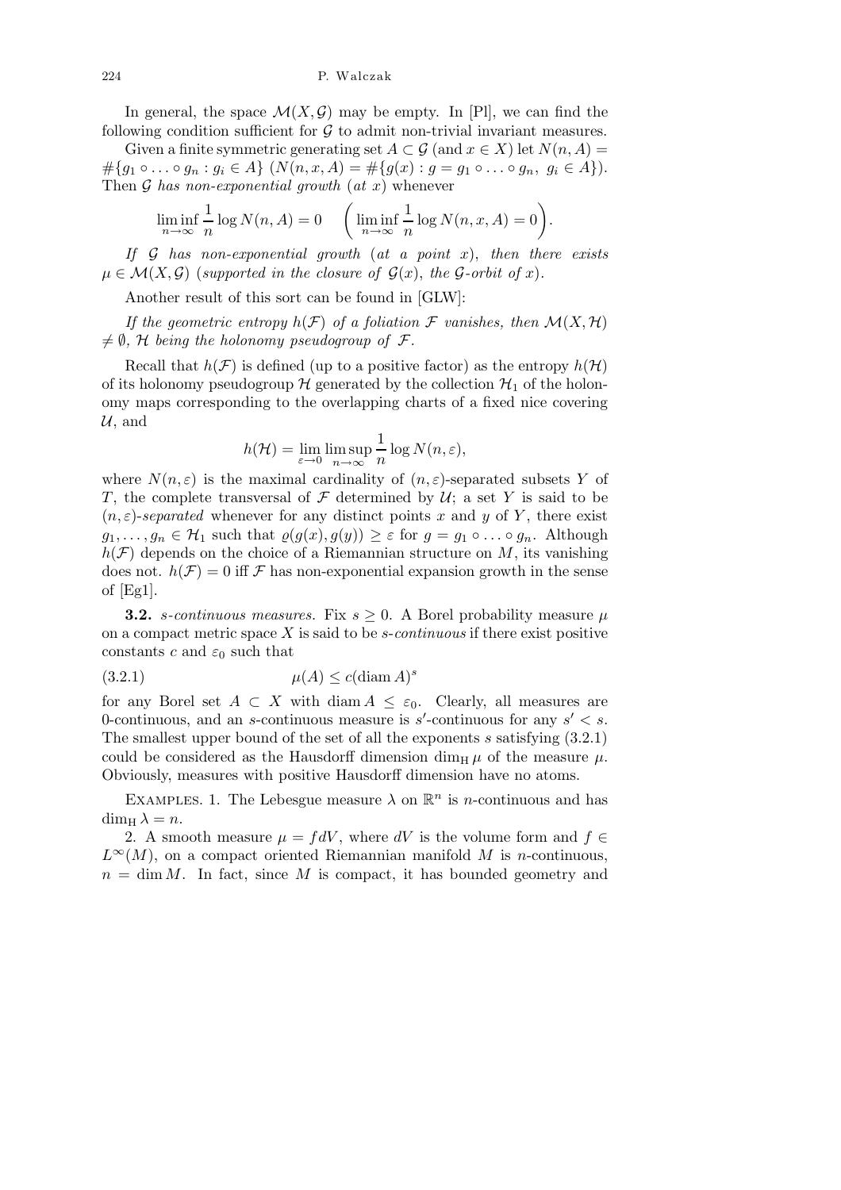In general, the space $\mathcal{M}(X,\mathcal{G})$ may be empty. In [Pl], we can find the following condition sufficient for $\mathcal{G}$ to admit non-trivial invariant measures.

Given a finite symmetric generating set $A \subset \mathcal{G}$ (and $x \in X$) let $N(n,A) = \#\{g_1 \circ \ldots \circ g_n : g_i \in A\}$ $(N(n,x,A) = \#\{g(x) : g = g_1 \circ \ldots \circ g_n,\ g_i \in A\})$. Then $\mathcal{G}$ *has non-exponential growth* (*at* $x$) whenever

$$\liminf_{n\to\infty} \frac{1}{n} \log N(n,A) = 0 \quad \left(\liminf_{n\to\infty} \frac{1}{n} \log N(n,x,A) = 0\right).$$

*If* $\mathcal{G}$ *has non-exponential growth* (*at a point* $x$), *then there exists* $\mu \in \mathcal{M}(X,\mathcal{G})$ (*supported in the closure of* $\mathcal{G}(x)$, *the* $\mathcal{G}$-*orbit of* $x$).

Another result of this sort can be found in [GLW]:

*If the geometric entropy* $h(\mathcal{F})$ *of a foliation* $\mathcal{F}$ *vanishes, then* $\mathcal{M}(X,\mathcal{H}) \neq \emptyset$, $\mathcal{H}$ *being the holonomy pseudogroup of* $\mathcal{F}$.

Recall that $h(\mathcal{F})$ is defined (up to a positive factor) as the entropy $h(\mathcal{H})$ of its holonomy pseudogroup $\mathcal{H}$ generated by the collection $\mathcal{H}_1$ of the holonomy maps corresponding to the overlapping charts of a fixed nice covering $\mathcal{U}$, and

$$h(\mathcal{H}) = \lim_{\varepsilon\to 0} \limsup_{n\to\infty} \frac{1}{n} \log N(n,\varepsilon),$$

where $N(n,\varepsilon)$ is the maximal cardinality of $(n,\varepsilon)$-separated subsets $Y$ of $T$, the complete transversal of $\mathcal{F}$ determined by $\mathcal{U}$; a set $Y$ is said to be $(n,\varepsilon)$-*separated* whenever for any distinct points $x$ and $y$ of $Y$, there exist $g_1,\ldots,g_n \in \mathcal{H}_1$ such that $\varrho(g(x),g(y)) \geq \varepsilon$ for $g = g_1 \circ \ldots \circ g_n$. Although $h(\mathcal{F})$ depends on the choice of a Riemannian structure on $M$, its vanishing does not. $h(\mathcal{F}) = 0$ iff $\mathcal{F}$ has non-exponential expansion growth in the sense of [Eg1].

**3.2.** *s-continuous measures.* Fix $s \geq 0$. A Borel probability measure $\mu$ on a compact metric space $X$ is said to be *s-continuous* if there exist positive constants $c$ and $\varepsilon_0$ such that

$$\mu(A) \leq c(\operatorname{diam} A)^s \tag{3.2.1}$$

for any Borel set $A \subset X$ with $\operatorname{diam} A \leq \varepsilon_0$. Clearly, all measures are 0-continuous, and an $s$-continuous measure is $s'$-continuous for any $s' < s$. The smallest upper bound of the set of all the exponents $s$ satisfying (3.2.1) could be considered as the Hausdorff dimension $\dim_{\mathrm{H}} \mu$ of the measure $\mu$. Obviously, measures with positive Hausdorff dimension have no atoms.

Examples. 1. The Lebesgue measure $\lambda$ on $\mathbb{R}^n$ is $n$-continuous and has $\dim_{\mathrm{H}} \lambda = n$.

2. A smooth measure $\mu = f dV$, where $dV$ is the volume form and $f \in L^\infty(M)$, on a compact oriented Riemannian manifold $M$ is $n$-continuous, $n = \dim M$. In fact, since $M$ is compact, it has bounded geometry and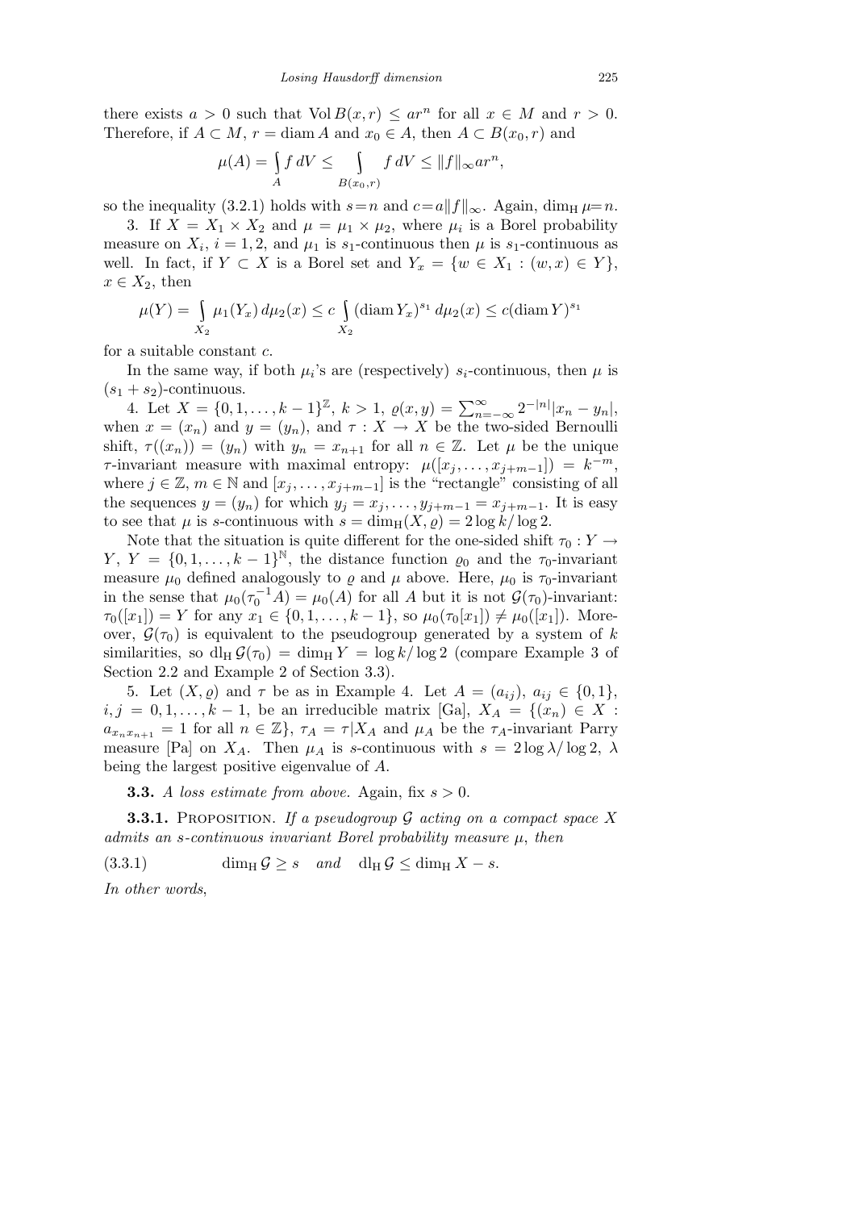there exists $a > 0$ such that $\operatorname{Vol} B(x,r) \le ar^n$ for all $x \in M$ and $r > 0$. Therefore, if $A \subset M$, $r = \operatorname{diam} A$ and $x_0 \in A$, then $A \subset B(x_0, r)$ and

$$\mu(A) = \int_A f\, dV \le \int_{B(x_0,r)} f\, dV \le \|f\|_\infty a r^n,$$

so the inequality (3.2.1) holds with $s = n$ and $c = a\|f\|_\infty$. Again, $\dim_{\mathrm H} \mu = n$.

3. If $X = X_1 \times X_2$ and $\mu = \mu_1 \times \mu_2$, where $\mu_i$ is a Borel probability measure on $X_i$, $i = 1, 2$, and $\mu_1$ is $s_1$-continuous then $\mu$ is $s_1$-continuous as well. In fact, if $Y \subset X$ is a Borel set and $Y_x = \{w \in X_1 : (w, x) \in Y\}$, $x \in X_2$, then

$$\mu(Y) = \int_{X_2} \mu_1(Y_x)\, d\mu_2(x) \le c \int_{X_2} (\operatorname{diam} Y_x)^{s_1}\, d\mu_2(x) \le c(\operatorname{diam} Y)^{s_1}$$

for a suitable constant $c$.

In the same way, if both $\mu_i$'s are (respectively) $s_i$-continuous, then $\mu$ is $(s_1 + s_2)$-continuous.

4. Let $X = \{0, 1, \ldots, k-1\}^{\mathbb Z}$, $k > 1$, $\varrho(x, y) = \sum_{n=-\infty}^{\infty} 2^{-|n|}|x_n - y_n|$, when $x = (x_n)$ and $y = (y_n)$, and $\tau : X \to X$ be the two-sided Bernoulli shift, $\tau((x_n)) = (y_n)$ with $y_n = x_{n+1}$ for all $n \in \mathbb Z$. Let $\mu$ be the unique $\tau$-invariant measure with maximal entropy: $\mu([x_j, \ldots, x_{j+m-1}]) = k^{-m}$, where $j \in \mathbb Z$, $m \in \mathbb N$ and $[x_j, \ldots, x_{j+m-1}]$ is the "rectangle" consisting of all the sequences $y = (y_n)$ for which $y_j = x_j, \ldots, y_{j+m-1} = x_{j+m-1}$. It is easy to see that $\mu$ is $s$-continuous with $s = \dim_{\mathrm H}(X, \varrho) = 2\log k/\log 2$.

Note that the situation is quite different for the one-sided shift $\tau_0 : Y \to Y$, $Y = \{0, 1, \ldots, k-1\}^{\mathbb N}$, the distance function $\varrho_0$ and the $\tau_0$-invariant measure $\mu_0$ defined analogously to $\varrho$ and $\mu$ above. Here, $\mu_0$ is $\tau_0$-invariant in the sense that $\mu_0(\tau_0^{-1}A) = \mu_0(A)$ for all $A$ but it is not $\mathcal G(\tau_0)$-invariant: $\tau_0([x_1]) = Y$ for any $x_1 \in \{0, 1, \ldots, k-1\}$, so $\mu_0(\tau_0[x_1]) \ne \mu_0([x_1])$. Moreover, $\mathcal G(\tau_0)$ is equivalent to the pseudogroup generated by a system of $k$ similarities, so $\mathrm{dl}_{\mathrm H}\, \mathcal G(\tau_0) = \dim_{\mathrm H} Y = \log k/\log 2$ (compare Example 3 of Section 2.2 and Example 2 of Section 3.3).

5. Let $(X, \varrho)$ and $\tau$ be as in Example 4. Let $A = (a_{ij})$, $a_{ij} \in \{0, 1\}$, $i, j = 0, 1, \ldots, k-1$, be an irreducible matrix [Ga], $X_A = \{(x_n) \in X : a_{x_n x_{n+1}} = 1 \text{ for all } n \in \mathbb Z\}$, $\tau_A = \tau|X_A$ and $\mu_A$ be the $\tau_A$-invariant Parry measure [Pa] on $X_A$. Then $\mu_A$ is $s$-continuous with $s = 2\log\lambda/\log 2$, $\lambda$ being the largest positive eigenvalue of $A$.

**3.3.** *A loss estimate from above.* Again, fix $s > 0$.

**3.3.1.** Proposition. *If a pseudogroup $\mathcal G$ acting on a compact space $X$ admits an $s$-continuous invariant Borel probability measure $\mu$, then*

$$\dim_{\mathrm H} \mathcal G \ge s \quad \textit{and} \quad \mathrm{dl}_{\mathrm H}\, \mathcal G \le \dim_{\mathrm H} X - s. \tag{3.3.1}$$

*In other words*,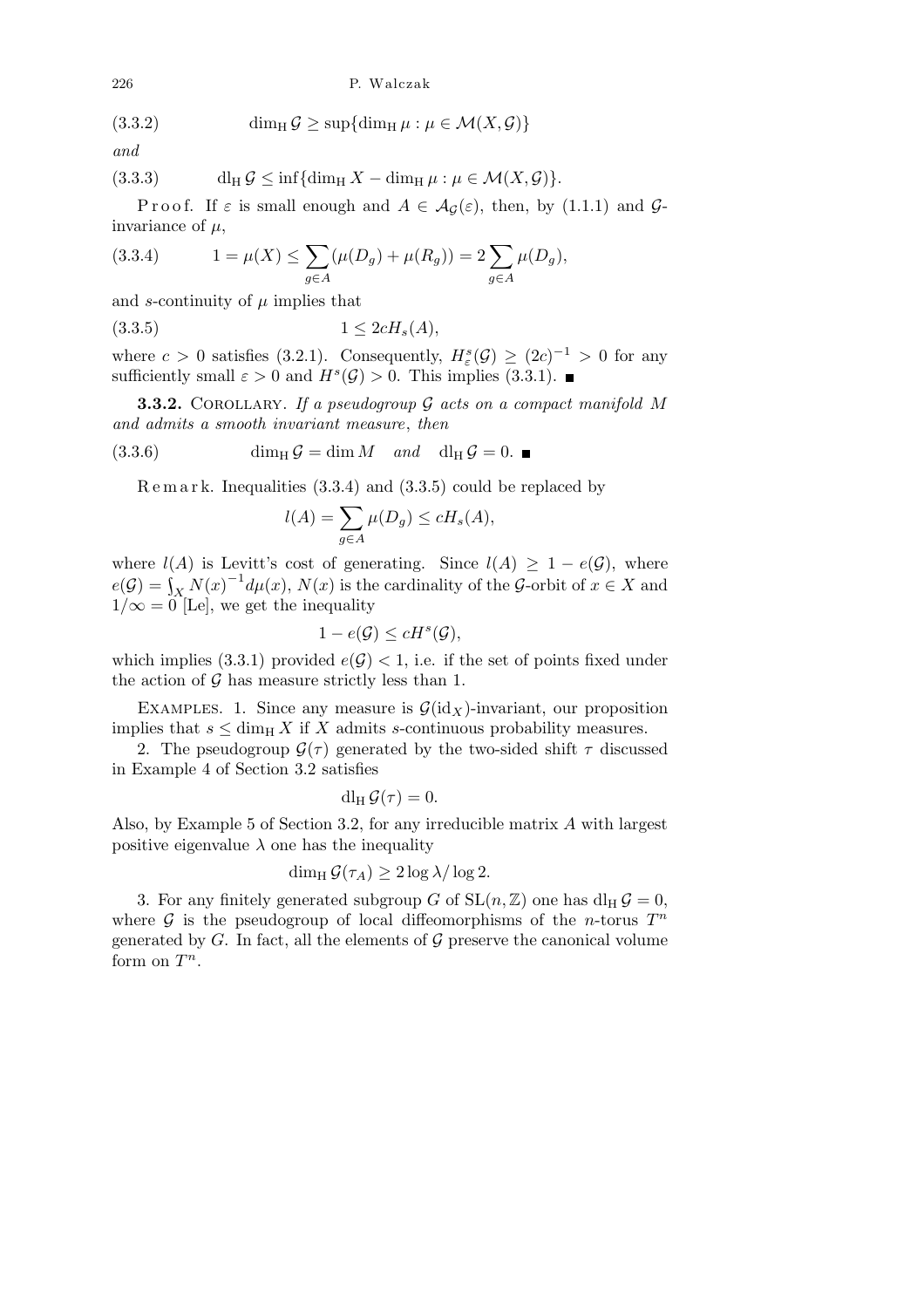$$(3.3.2) \qquad \dim_{\mathrm{H}} \mathcal{G} \geq \sup\{\dim_{\mathrm{H}} \mu : \mu \in \mathcal{M}(X, \mathcal{G})\}$$

*and*

$$(3.3.3) \qquad \mathrm{dl}_{\mathrm{H}} \mathcal{G} \leq \inf\{\dim_{\mathrm{H}} X - \dim_{\mathrm{H}} \mu : \mu \in \mathcal{M}(X, \mathcal{G})\}.$$

Proof. If $\varepsilon$ is small enough and $A \in \mathcal{A}_{\mathcal{G}}(\varepsilon)$, then, by (1.1.1) and $\mathcal{G}$-invariance of $\mu$,

$$(3.3.4) \qquad 1 = \mu(X) \leq \sum_{g \in A} (\mu(D_g) + \mu(R_g)) = 2 \sum_{g \in A} \mu(D_g),$$

and $s$-continuity of $\mu$ implies that

$$(3.3.5) \qquad 1 \leq 2cH_s(A),$$

where $c > 0$ satisfies (3.2.1). Consequently, $H^s_\varepsilon(\mathcal{G}) \geq (2c)^{-1} > 0$ for any sufficiently small $\varepsilon > 0$ and $H^s(\mathcal{G}) > 0$. This implies (3.3.1). ■

**3.3.2.** Corollary. *If a pseudogroup $\mathcal{G}$ acts on a compact manifold $M$ and admits a smooth invariant measure, then*

$$(3.3.6) \qquad \dim_{\mathrm{H}} \mathcal{G} = \dim M \quad \text{and} \quad \mathrm{dl}_{\mathrm{H}} \mathcal{G} = 0. \ ■$$

Remark. Inequalities (3.3.4) and (3.3.5) could be replaced by

$$l(A) = \sum_{g \in A} \mu(D_g) \leq cH_s(A),$$

where $l(A)$ is Levitt's cost of generating. Since $l(A) \geq 1 - e(\mathcal{G})$, where $e(\mathcal{G}) = \int_X N(x)^{-1} d\mu(x)$, $N(x)$ is the cardinality of the $\mathcal{G}$-orbit of $x \in X$ and $1/\infty = 0$ [Le], we get the inequality

$$1 - e(\mathcal{G}) \leq cH^s(\mathcal{G}),$$

which implies (3.3.1) provided $e(\mathcal{G}) < 1$, i.e. if the set of points fixed under the action of $\mathcal{G}$ has measure strictly less than 1.

Examples. 1. Since any measure is $\mathcal{G}(\mathrm{id}_X)$-invariant, our proposition implies that $s \leq \dim_{\mathrm{H}} X$ if $X$ admits $s$-continuous probability measures.

2. The pseudogroup $\mathcal{G}(\tau)$ generated by the two-sided shift $\tau$ discussed in Example 4 of Section 3.2 satisfies

$$\mathrm{dl}_{\mathrm{H}} \mathcal{G}(\tau) = 0.$$

Also, by Example 5 of Section 3.2, for any irreducible matrix $A$ with largest positive eigenvalue $\lambda$ one has the inequality

$$\dim_{\mathrm{H}} \mathcal{G}(\tau_A) \geq 2 \log \lambda / \log 2.$$

3. For any finitely generated subgroup $G$ of $\mathrm{SL}(n, \mathbb{Z})$ one has $\mathrm{dl}_{\mathrm{H}} \mathcal{G} = 0$, where $\mathcal{G}$ is the pseudogroup of local diffeomorphisms of the $n$-torus $T^n$ generated by $G$. In fact, all the elements of $\mathcal{G}$ preserve the canonical volume form on $T^n$.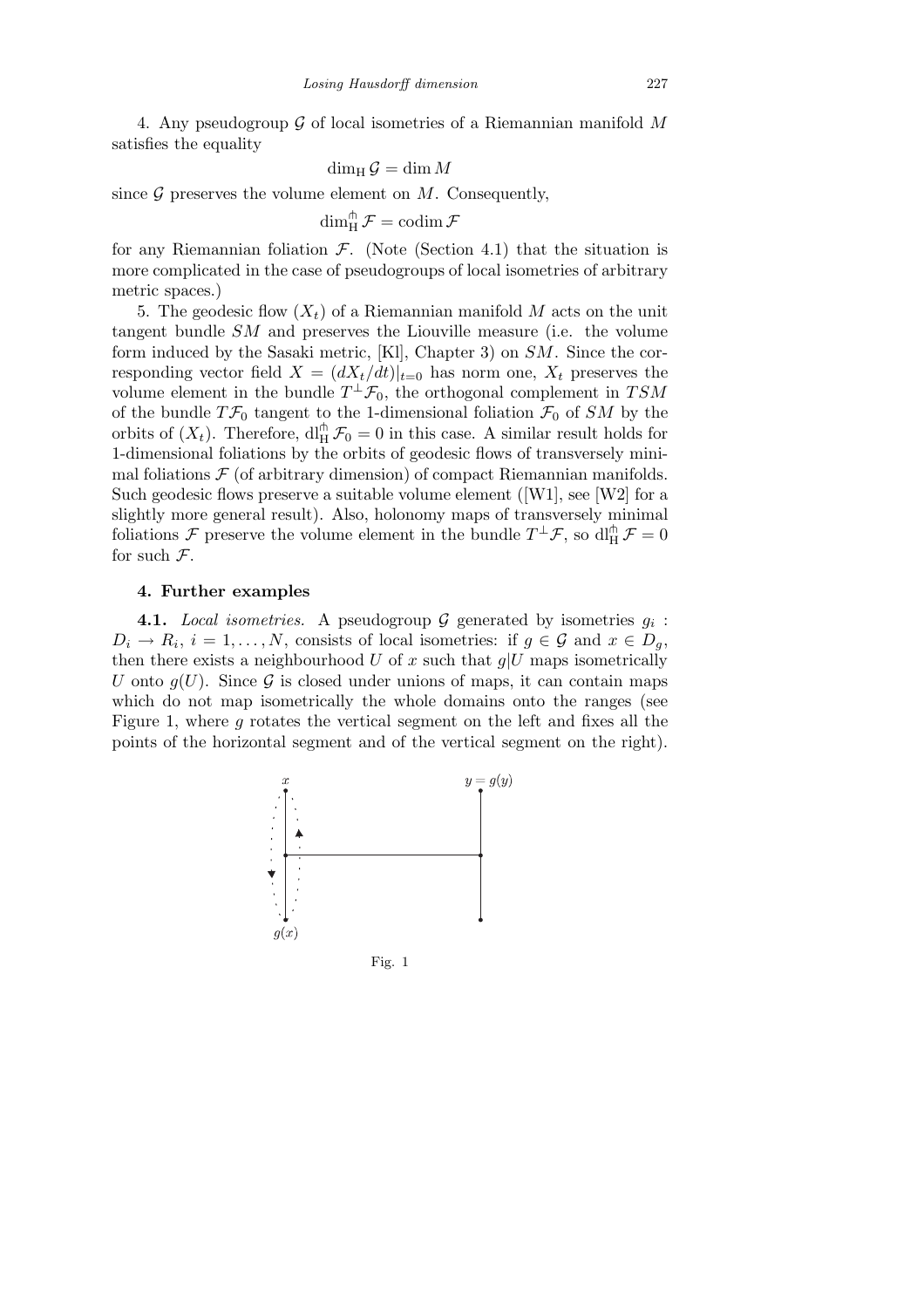4. Any pseudogroup $\mathcal{G}$ of local isometries of a Riemannian manifold $M$ satisfies the equality

$$\dim_{\mathrm{H}} \mathcal{G} = \dim M$$

since $\mathcal{G}$ preserves the volume element on $M$. Consequently,

$$\dim_{\mathrm{H}}^{\pitchfork} \mathcal{F} = \operatorname{codim} \mathcal{F}$$

for any Riemannian foliation $\mathcal{F}$. (Note (Section 4.1) that the situation is more complicated in the case of pseudogroups of local isometries of arbitrary metric spaces.)

5. The geodesic flow $(X_t)$ of a Riemannian manifold $M$ acts on the unit tangent bundle $SM$ and preserves the Liouville measure (i.e. the volume form induced by the Sasaki metric, [Kl], Chapter 3) on $SM$. Since the corresponding vector field $X = (dX_t/dt)|_{t=0}$ has norm one, $X_t$ preserves the volume element in the bundle $T^{\perp}\mathcal{F}_0$, the orthogonal complement in $TSM$ of the bundle $T\mathcal{F}_0$ tangent to the 1-dimensional foliation $\mathcal{F}_0$ of $SM$ by the orbits of $(X_t)$. Therefore, $\mathrm{dl}_{\mathrm{H}}^{\pitchfork} \mathcal{F}_0 = 0$ in this case. A similar result holds for 1-dimensional foliations by the orbits of geodesic flows of transversely minimal foliations $\mathcal{F}$ (of arbitrary dimension) of compact Riemannian manifolds. Such geodesic flows preserve a suitable volume element ([W1], see [W2] for a slightly more general result). Also, holonomy maps of transversely minimal foliations $\mathcal{F}$ preserve the volume element in the bundle $T^{\perp}\mathcal{F}$, so $\mathrm{dl}_{\mathrm{H}}^{\pitchfork} \mathcal{F} = 0$ for such $\mathcal{F}$.

## 4. Further examples

**4.1.** *Local isometries.* A pseudogroup $\mathcal{G}$ generated by isometries $g_i : D_i \to R_i$, $i = 1, \ldots, N$, consists of local isometries: if $g \in \mathcal{G}$ and $x \in D_g$, then there exists a neighbourhood $U$ of $x$ such that $g|U$ maps isometrically $U$ onto $g(U)$. Since $\mathcal{G}$ is closed under unions of maps, it can contain maps which do not map isometrically the whole domains onto the ranges (see Figure 1, where $g$ rotates the vertical segment on the left and fixes all the points of the horizontal segment and of the vertical segment on the right).

Fig. 1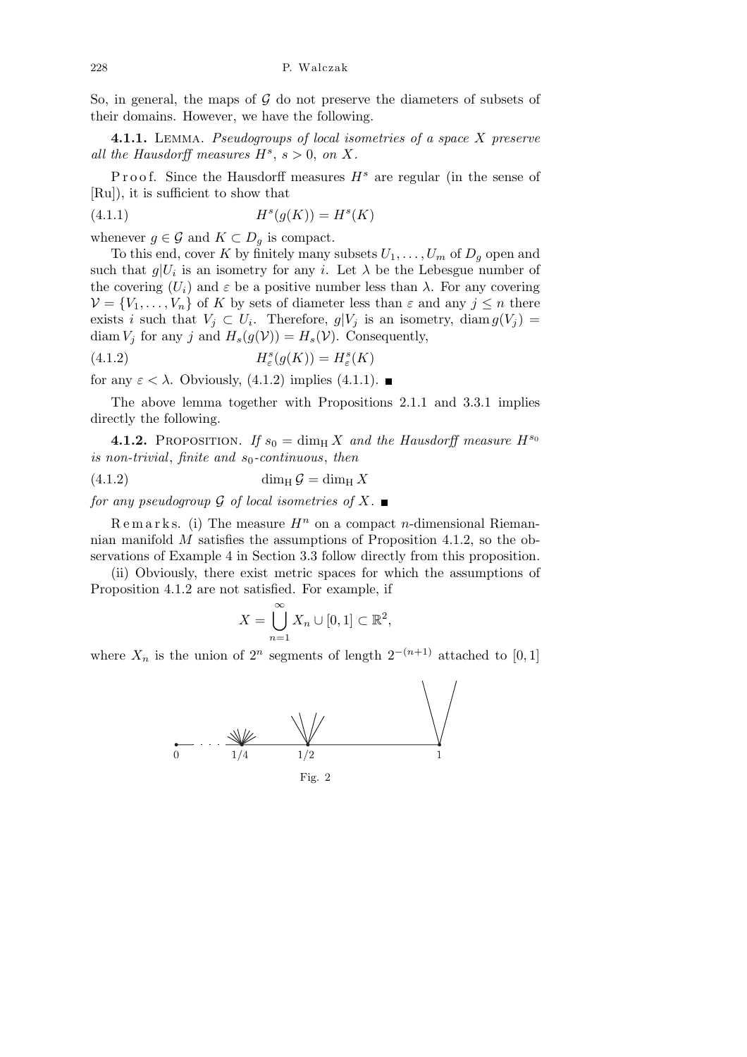So, in general, the maps of $\mathcal{G}$ do not preserve the diameters of subsets of their domains. However, we have the following.

**4.1.1.** Lemma. *Pseudogroups of local isometries of a space $X$ preserve all the Hausdorff measures $H^s$, $s > 0$, on $X$.*

Proof. Since the Hausdorff measures $H^s$ are regular (in the sense of [Ru]), it is sufficient to show that

$$H^s(g(K)) = H^s(K) \tag{4.1.1}$$

whenever $g \in \mathcal{G}$ and $K \subset D_g$ is compact.

To this end, cover $K$ by finitely many subsets $U_1, \ldots, U_m$ of $D_g$ open and such that $g|U_i$ is an isometry for any $i$. Let $\lambda$ be the Lebesgue number of the covering $(U_i)$ and $\varepsilon$ be a positive number less than $\lambda$. For any covering $\mathcal{V} = \{V_1, \ldots, V_n\}$ of $K$ by sets of diameter less than $\varepsilon$ and any $j \le n$ there exists $i$ such that $V_j \subset U_i$. Therefore, $g|V_j$ is an isometry, $\operatorname{diam} g(V_j) = \operatorname{diam} V_j$ for any $j$ and $H_s(g(\mathcal{V})) = H_s(\mathcal{V})$. Consequently,

$$H^s_\varepsilon(g(K)) = H^s_\varepsilon(K) \tag{4.1.2}$$

for any $\varepsilon < \lambda$. Obviously, (4.1.2) implies (4.1.1). ■

The above lemma together with Propositions 2.1.1 and 3.3.1 implies directly the following.

**4.1.2.** Proposition. *If $s_0 = \dim_{\mathrm{H}} X$ and the Hausdorff measure $H^{s_0}$ is non-trivial, finite and $s_0$-continuous, then*

$$\dim_{\mathrm{H}} \mathcal{G} = \dim_{\mathrm{H}} X \tag{4.1.2}$$

*for any pseudogroup $\mathcal{G}$ of local isometries of $X$.* ■

Remarks. (i) The measure $H^n$ on a compact $n$-dimensional Riemannian manifold $M$ satisfies the assumptions of Proposition 4.1.2, so the observations of Example 4 in Section 3.3 follow directly from this proposition.

(ii) Obviously, there exist metric spaces for which the assumptions of Proposition 4.1.2 are not satisfied. For example, if

$$X = \bigcup_{n=1}^{\infty} X_n \cup [0,1] \subset \mathbb{R}^2,$$

where $X_n$ is the union of $2^n$ segments of length $2^{-(n+1)}$ attached to $[0,1]$

Fig. 2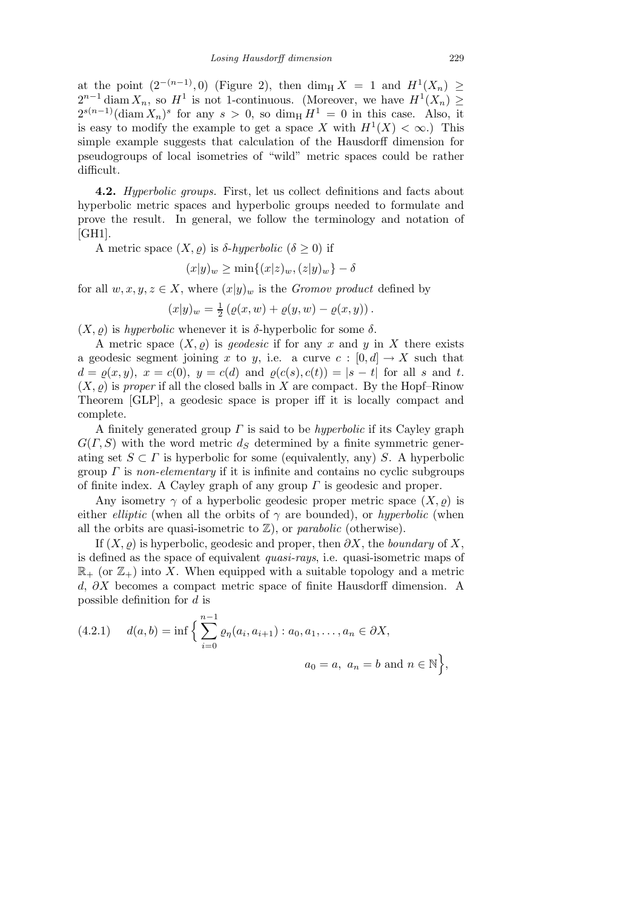at the point $(2^{-(n-1)}, 0)$ (Figure 2), then $\dim_H X = 1$ and $H^1(X_n) \geq 2^{n-1} \operatorname{diam} X_n$, so $H^1$ is not 1-continuous. (Moreover, we have $H^1(X_n) \geq 2^{s(n-1)} (\operatorname{diam} X_n)^s$ for any $s > 0$, so $\dim_H H^1 = 0$ in this case. Also, it is easy to modify the example to get a space $X$ with $H^1(X) < \infty$.) This simple example suggests that calculation of the Hausdorff dimension for pseudogroups of local isometries of "wild" metric spaces could be rather difficult.

**4.2.** *Hyperbolic groups*. First, let us collect definitions and facts about hyperbolic metric spaces and hyperbolic groups needed to formulate and prove the result. In general, we follow the terminology and notation of [GH1].

A metric space $(X, \varrho)$ is *δ-hyperbolic* ($\delta \geq 0$) if

$$(x|y)_w \geq \min\{(x|z)_w, (z|y)_w\} - \delta$$

for all $w, x, y, z \in X$, where $(x|y)_w$ is the *Gromov product* defined by

$$(x|y)_w = \frac{1}{2} \left( \varrho(x, w) + \varrho(y, w) - \varrho(x, y) \right).$$

$(X, \varrho)$ is *hyperbolic* whenever it is δ-hyperbolic for some $\delta$.

A metric space $(X, \varrho)$ is *geodesic* if for any $x$ and $y$ in $X$ there exists a geodesic segment joining $x$ to $y$, i.e. a curve $c : [0, d] \to X$ such that $d = \varrho(x, y)$, $x = c(0)$, $y = c(d)$ and $\varrho(c(s), c(t)) = |s - t|$ for all $s$ and $t$. $(X, \varrho)$ is *proper* if all the closed balls in $X$ are compact. By the Hopf–Rinow Theorem [GLP], a geodesic space is proper iff it is locally compact and complete.

A finitely generated group $\Gamma$ is said to be *hyperbolic* if its Cayley graph $G(\Gamma, S)$ with the word metric $d_S$ determined by a finite symmetric generating set $S \subset \Gamma$ is hyperbolic for some (equivalently, any) $S$. A hyperbolic group $\Gamma$ is *non-elementary* if it is infinite and contains no cyclic subgroups of finite index. A Cayley graph of any group $\Gamma$ is geodesic and proper.

Any isometry $\gamma$ of a hyperbolic geodesic proper metric space $(X, \varrho)$ is either *elliptic* (when all the orbits of $\gamma$ are bounded), or *hyperbolic* (when all the orbits are quasi-isometric to $\mathbb{Z}$), or *parabolic* (otherwise).

If $(X, \varrho)$ is hyperbolic, geodesic and proper, then $\partial X$, the *boundary* of $X$, is defined as the space of equivalent *quasi-rays*, i.e. quasi-isometric maps of $\mathbb{R}_+$ (or $\mathbb{Z}_+$) into $X$. When equipped with a suitable topology and a metric $d$, $\partial X$ becomes a compact metric space of finite Hausdorff dimension. A possible definition for $d$ is

$$d(a, b) = \inf \Big\{ \sum_{i=0}^{n-1} \varrho_\eta(a_i, a_{i+1}) : a_0, a_1, \ldots, a_n \in \partial X, \quad a_0 = a, \ a_n = b \text{ and } n \in \mathbb{N} \Big\}, \tag{4.2.1}$$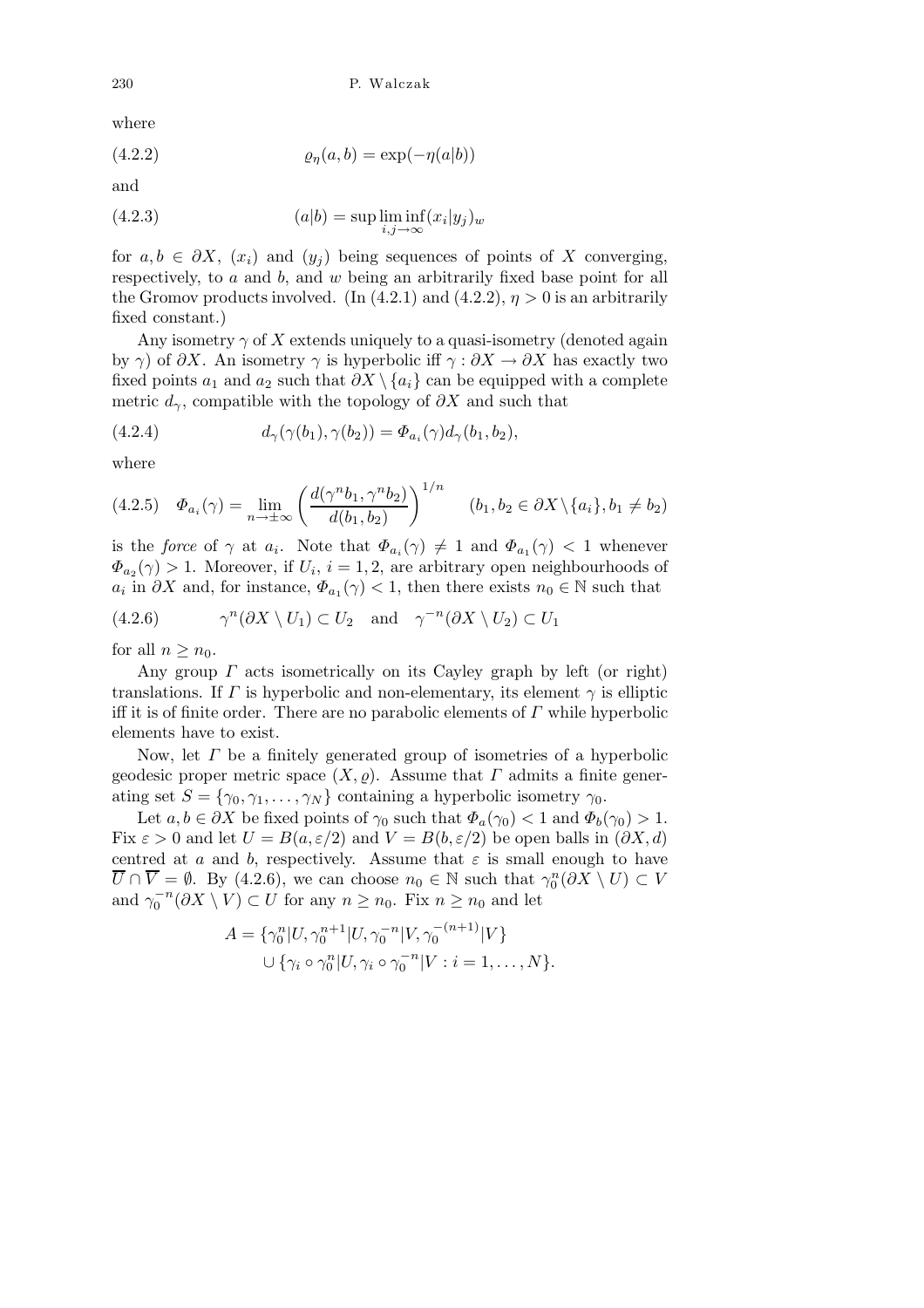where

$$\varrho_\eta(a,b) = \exp(-\eta(a|b)) \tag{4.2.2}$$

and

$$(a|b) = \sup \liminf_{i,j\to\infty} (x_i|y_j)_w \tag{4.2.3}$$

for $a, b \in \partial X$, $(x_i)$ and $(y_j)$ being sequences of points of $X$ converging, respectively, to $a$ and $b$, and $w$ being an arbitrarily fixed base point for all the Gromov products involved. (In (4.2.1) and (4.2.2), $\eta > 0$ is an arbitrarily fixed constant.)

Any isometry $\gamma$ of $X$ extends uniquely to a quasi-isometry (denoted again by $\gamma$) of $\partial X$. An isometry $\gamma$ is hyperbolic iff $\gamma : \partial X \to \partial X$ has exactly two fixed points $a_1$ and $a_2$ such that $\partial X \setminus \{a_i\}$ can be equipped with a complete metric $d_\gamma$, compatible with the topology of $\partial X$ and such that

$$d_\gamma(\gamma(b_1), \gamma(b_2)) = \Phi_{a_i}(\gamma) d_\gamma(b_1, b_2), \tag{4.2.4}$$

where

$$\Phi_{a_i}(\gamma) = \lim_{n\to\pm\infty} \left(\frac{d(\gamma^n b_1, \gamma^n b_2)}{d(b_1,b_2)}\right)^{1/n} \quad (b_1, b_2 \in \partial X \setminus \{a_i\}, b_1 \neq b_2) \tag{4.2.5}$$

is the *force* of $\gamma$ at $a_i$. Note that $\Phi_{a_i}(\gamma) \neq 1$ and $\Phi_{a_1}(\gamma) < 1$ whenever $\Phi_{a_2}(\gamma) > 1$. Moreover, if $U_i$, $i = 1, 2$, are arbitrary open neighbourhoods of $a_i$ in $\partial X$ and, for instance, $\Phi_{a_1}(\gamma) < 1$, then there exists $n_0 \in \mathbb{N}$ such that

$$\gamma^n(\partial X \setminus U_1) \subset U_2 \quad \text{and} \quad \gamma^{-n}(\partial X \setminus U_2) \subset U_1 \tag{4.2.6}$$

for all $n \geq n_0$.

Any group $\Gamma$ acts isometrically on its Cayley graph by left (or right) translations. If $\Gamma$ is hyperbolic and non-elementary, its element $\gamma$ is elliptic iff it is of finite order. There are no parabolic elements of $\Gamma$ while hyperbolic elements have to exist.

Now, let $\Gamma$ be a finitely generated group of isometries of a hyperbolic geodesic proper metric space $(X, \varrho)$. Assume that $\Gamma$ admits a finite generating set $S = \{\gamma_0, \gamma_1, \ldots, \gamma_N\}$ containing a hyperbolic isometry $\gamma_0$.

Let $a, b \in \partial X$ be fixed points of $\gamma_0$ such that $\Phi_a(\gamma_0) < 1$ and $\Phi_b(\gamma_0) > 1$. Fix $\varepsilon > 0$ and let $U = B(a, \varepsilon/2)$ and $V = B(b, \varepsilon/2)$ be open balls in $(\partial X, d)$ centred at $a$ and $b$, respectively. Assume that $\varepsilon$ is small enough to have $\overline{U} \cap \overline{V} = \emptyset$. By (4.2.6), we can choose $n_0 \in \mathbb{N}$ such that $\gamma_0^n(\partial X \setminus U) \subset V$ and $\gamma_0^{-n}(\partial X \setminus V) \subset U$ for any $n \geq n_0$. Fix $n \geq n_0$ and let

$$\begin{aligned} A = \{&\gamma_0^n|U, \gamma_0^{n+1}|U, \gamma_0^{-n}|V, \gamma_0^{-(n+1)}|V\} \\ &\cup \{\gamma_i \circ \gamma_0^n|U, \gamma_i \circ \gamma_0^{-n}|V : i = 1, \ldots, N\}. \end{aligned}$$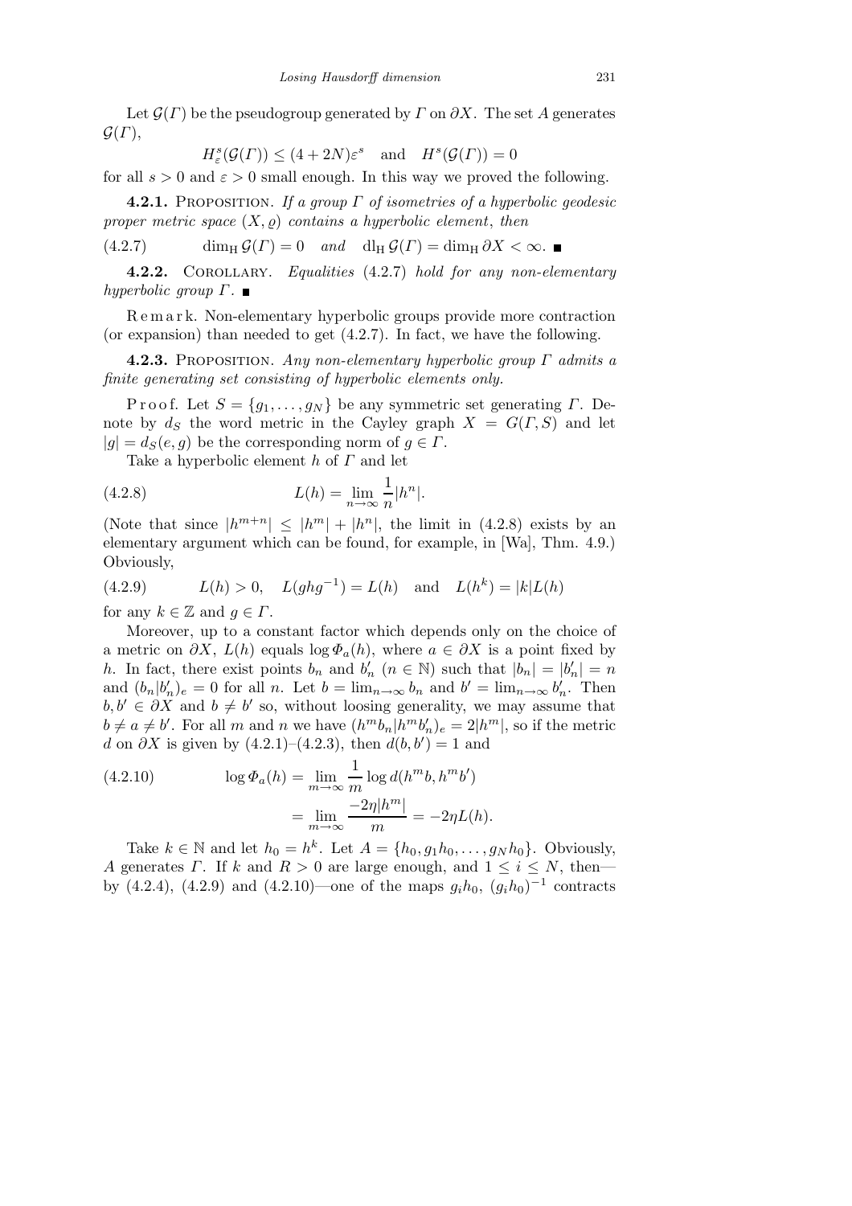Let $\mathcal{G}(\Gamma)$ be the pseudogroup generated by $\Gamma$ on $\partial X$. The set $A$ generates $\mathcal{G}(\Gamma)$,

$$H^s_\varepsilon(\mathcal{G}(\Gamma)) \le (4+2N)\varepsilon^s \quad \text{and} \quad H^s(\mathcal{G}(\Gamma)) = 0$$

for all $s > 0$ and $\varepsilon > 0$ small enough. In this way we proved the following.

**4.2.1.** Proposition. *If a group $\Gamma$ of isometries of a hyperbolic geodesic proper metric space $(X, \varrho)$ contains a hyperbolic element, then*

$$\dim_{\rm H} \mathcal{G}(\Gamma) = 0 \quad \textit{and} \quad \mathrm{dl_H}\, \mathcal{G}(\Gamma) = \dim_{\rm H} \partial X < \infty. \tag{4.2.7}$$

■

**4.2.2.** Corollary. *Equalities* (4.2.7) *hold for any non-elementary hyperbolic group $\Gamma$.* ■

Remark. Non-elementary hyperbolic groups provide more contraction (or expansion) than needed to get (4.2.7). In fact, we have the following.

**4.2.3.** Proposition. *Any non-elementary hyperbolic group $\Gamma$ admits a finite generating set consisting of hyperbolic elements only.*

Proof. Let $S = \{g_1, \dots, g_N\}$ be any symmetric set generating $\Gamma$. Denote by $d_S$ the word metric in the Cayley graph $X = G(\Gamma, S)$ and let $|g| = d_S(e, g)$ be the corresponding norm of $g \in \Gamma$.

Take a hyperbolic element $h$ of $\Gamma$ and let

$$L(h) = \lim_{n\to\infty} \frac{1}{n} |h^n|. \tag{4.2.8}$$

(Note that since $|h^{m+n}| \le |h^m| + |h^n|$, the limit in (4.2.8) exists by an elementary argument which can be found, for example, in [Wa], Thm. 4.9.) Obviously,

$$L(h) > 0, \quad L(ghg^{-1}) = L(h) \quad \text{and} \quad L(h^k) = |k| L(h) \tag{4.2.9}$$

for any $k \in \mathbb{Z}$ and $g \in \Gamma$.

Moreover, up to a constant factor which depends only on the choice of a metric on $\partial X$, $L(h)$ equals $\log \Phi_a(h)$, where $a \in \partial X$ is a point fixed by $h$. In fact, there exist points $b_n$ and $b'_n$ ($n \in \mathbb{N}$) such that $|b_n| = |b'_n| = n$ and $(b_n|b'_n)_e = 0$ for all $n$. Let $b = \lim_{n\to\infty} b_n$ and $b' = \lim_{n\to\infty} b'_n$. Then $b, b' \in \partial X$ and $b \ne b'$ so, without loosing generality, we may assume that $b \ne a \ne b'$. For all $m$ and $n$ we have $(h^m b_n | h^m b'_n)_e = 2|h^m|$, so if the metric $d$ on $\partial X$ is given by (4.2.1)–(4.2.3), then $d(b, b') = 1$ and

$$\begin{aligned} \log \Phi_a(h) &= \lim_{m\to\infty} \frac{1}{m} \log d(h^m b, h^m b') \\ &= \lim_{m\to\infty} \frac{-2\eta |h^m|}{m} = -2\eta L(h). \end{aligned} \tag{4.2.10}$$

Take $k \in \mathbb{N}$ and let $h_0 = h^k$. Let $A = \{h_0, g_1 h_0, \dots, g_N h_0\}$. Obviously, $A$ generates $\Gamma$. If $k$ and $R > 0$ are large enough, and $1 \le i \le N$, then—by (4.2.4), (4.2.9) and (4.2.10)—one of the maps $g_i h_0$, $(g_i h_0)^{-1}$ contracts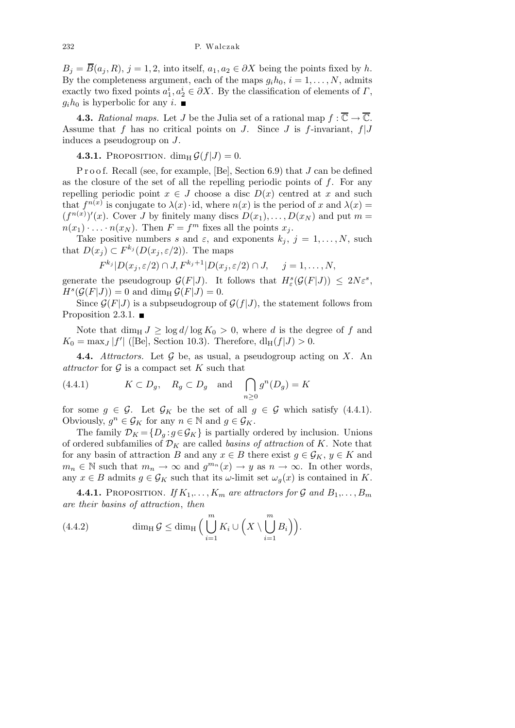$B_j = \overline{B}(a_j, R)$, $j = 1, 2$, into itself, $a_1, a_2 \in \partial X$ being the points fixed by $h$. By the completeness argument, each of the maps $g_i h_0$, $i = 1, \ldots, N$, admits exactly two fixed points $a_1^i, a_2^i \in \partial X$. By the classification of elements of $\Gamma$, $g_i h_0$ is hyperbolic for any $i$. ∎

**4.3.** *Rational maps.* Let $J$ be the Julia set of a rational map $f : \overline{\mathbb{C}} \to \overline{\mathbb{C}}$. Assume that $f$ has no critical points on $J$. Since $J$ is $f$-invariant, $f|J$ induces a pseudogroup on $J$.

**4.3.1.** Proposition. $\dim_{\mathrm{H}} \mathcal{G}(f|J) = 0$.

Proof. Recall (see, for example, [Be], Section 6.9) that $J$ can be defined as the closure of the set of all the repelling periodic points of $f$. For any repelling periodic point $x \in J$ choose a disc $D(x)$ centred at $x$ and such that $f^{n(x)}$ is conjugate to $\lambda(x) \cdot \mathrm{id}$, where $n(x)$ is the period of $x$ and $\lambda(x) = (f^{n(x)})'(x)$. Cover $J$ by finitely many discs $D(x_1), \ldots, D(x_N)$ and put $m = n(x_1) \cdot \ldots \cdot n(x_N)$. Then $F = f^m$ fixes all the points $x_j$.

Take positive numbers $s$ and $\varepsilon$, and exponents $k_j$, $j = 1, \ldots, N$, such that $D(x_j) \subset F^{k_j}(D(x_j, \varepsilon/2))$. The maps

$$F^{k_j}|D(x_j, \varepsilon/2) \cap J, F^{k_j+1}|D(x_j, \varepsilon/2) \cap J, \quad j = 1, \ldots, N,$$

generate the pseudogroup $\mathcal{G}(F|J)$. It follows that $H^s_\varepsilon(\mathcal{G}(F|J)) \leq 2N\varepsilon^s$, $H^s(\mathcal{G}(F|J)) = 0$ and $\dim_{\mathrm{H}} \mathcal{G}(F|J) = 0$.

Since $\mathcal{G}(F|J)$ is a subpseudogroup of $\mathcal{G}(f|J)$, the statement follows from Proposition 2.3.1. ∎

Note that $\dim_{\mathrm{H}} J \geq \log d / \log K_0 > 0$, where $d$ is the degree of $f$ and $K_0 = \max_J |f'|$ ([Be], Section 10.3). Therefore, $\mathrm{dl}_{\mathrm{H}}(f|J) > 0$.

**4.4.** *Attractors.* Let $\mathcal{G}$ be, as usual, a pseudogroup acting on $X$. An *attractor* for $\mathcal{G}$ is a compact set $K$ such that

$$K \subset D_g, \quad R_g \subset D_g \quad \text{and} \quad \bigcap_{n \geq 0} g^n(D_g) = K \tag{4.4.1}$$

for some $g \in \mathcal{G}$. Let $\mathcal{G}_K$ be the set of all $g \in \mathcal{G}$ which satisfy (4.4.1). Obviously, $g^n \in \mathcal{G}_K$ for any $n \in \mathbb{N}$ and $g \in \mathcal{G}_K$.

The family $\mathcal{D}_K = \{D_g : g \in \mathcal{G}_K\}$ is partially ordered by inclusion. Unions of ordered subfamilies of $\mathcal{D}_K$ are called *basins of attraction* of $K$. Note that for any basin of attraction $B$ and any $x \in B$ there exist $g \in \mathcal{G}_K$, $y \in K$ and $m_n \in \mathbb{N}$ such that $m_n \to \infty$ and $g^{m_n}(x) \to y$ as $n \to \infty$. In other words, any $x \in B$ admits $g \in \mathcal{G}_K$ such that its $\omega$-limit set $\omega_g(x)$ is contained in $K$.

**4.4.1.** Proposition. *If $K_1, \ldots, K_m$ are attractors for $\mathcal{G}$ and $B_1, \ldots, B_m$ are their basins of attraction*, *then*

$$\dim_{\mathrm{H}} \mathcal{G} \leq \dim_{\mathrm{H}} \Big( \bigcup_{i=1}^{m} K_i \cup \Big( X \setminus \bigcup_{i=1}^{m} B_i \Big) \Big). \tag{4.4.2}$$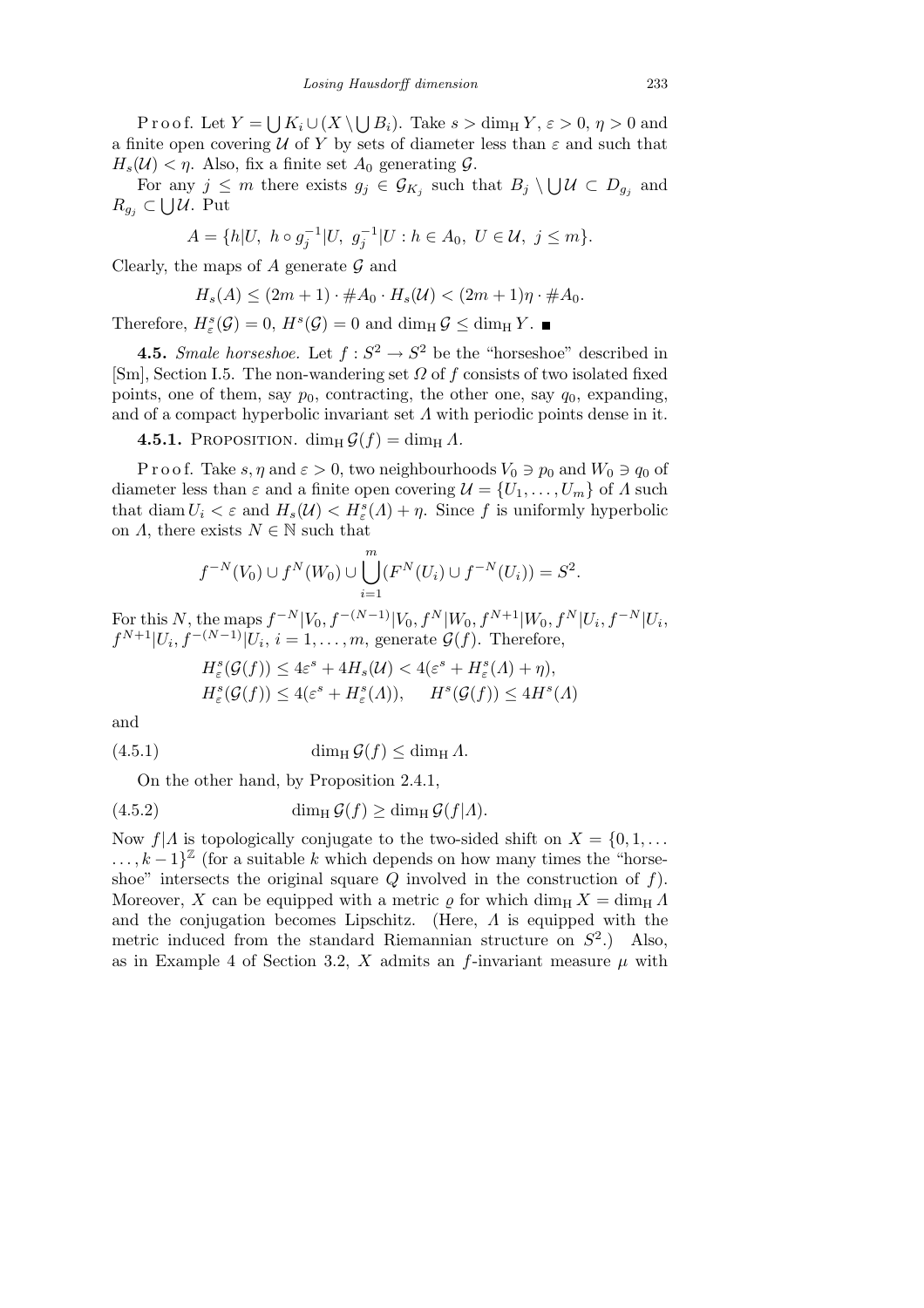Proof. Let $Y = \bigcup K_i \cup (X \setminus \bigcup B_i)$. Take $s > \dim_{\rm H} Y$, $\varepsilon > 0$, $\eta > 0$ and a finite open covering $\mathcal{U}$ of $Y$ by sets of diameter less than $\varepsilon$ and such that $H_s(\mathcal{U}) < \eta$. Also, fix a finite set $A_0$ generating $\mathcal{G}$.

For any $j \le m$ there exists $g_j \in \mathcal{G}_{K_j}$ such that $B_j \setminus \bigcup \mathcal{U} \subset D_{g_j}$ and $R_{g_j} \subset \bigcup \mathcal{U}$. Put

$$A = \{h|U,\ h \circ g_j^{-1}|U,\ g_j^{-1}|U : h \in A_0,\ U \in \mathcal{U},\ j \le m\}.$$

Clearly, the maps of $A$ generate $\mathcal{G}$ and

$$H_s(A) \le (2m+1) \cdot \#A_0 \cdot H_s(\mathcal{U}) < (2m+1)\eta \cdot \#A_0.$$

Therefore, $H^s_\varepsilon(\mathcal{G}) = 0$, $H^s(\mathcal{G}) = 0$ and $\dim_{\rm H} \mathcal{G} \le \dim_{\rm H} Y$. ■

**4.5.** *Smale horseshoe.* Let $f : S^2 \to S^2$ be the "horseshoe" described in [Sm], Section I.5. The non-wandering set $\Omega$ of $f$ consists of two isolated fixed points, one of them, say $p_0$, contracting, the other one, say $q_0$, expanding, and of a compact hyperbolic invariant set $\Lambda$ with periodic points dense in it.

**4.5.1.** Proposition. $\dim_{\rm H} \mathcal{G}(f) = \dim_{\rm H} \Lambda$.

Proof. Take $s, \eta$ and $\varepsilon > 0$, two neighbourhoods $V_0 \ni p_0$ and $W_0 \ni q_0$ of diameter less than $\varepsilon$ and a finite open covering $\mathcal{U} = \{U_1, \ldots, U_m\}$ of $\Lambda$ such that $\operatorname{diam} U_i < \varepsilon$ and $H_s(\mathcal{U}) < H^s_\varepsilon(\Lambda) + \eta$. Since $f$ is uniformly hyperbolic on $\Lambda$, there exists $N \in \mathbb{N}$ such that

$$f^{-N}(V_0) \cup f^N(W_0) \cup \bigcup_{i=1}^m (F^N(U_i) \cup f^{-N}(U_i)) = S^2.$$

For this $N$, the maps $f^{-N}|V_0, f^{-(N-1)}|V_0, f^N|W_0, f^{N+1}|W_0, f^N|U_i, f^{-N}|U_i, f^{N+1}|U_i, f^{-(N-1)}|U_i$, $i = 1, \ldots, m$, generate $\mathcal{G}(f)$. Therefore,

$$H^s_\varepsilon(\mathcal{G}(f)) \le 4\varepsilon^s + 4H_s(\mathcal{U}) < 4(\varepsilon^s + H^s_\varepsilon(\Lambda) + \eta),$$
$$H^s_\varepsilon(\mathcal{G}(f)) \le 4(\varepsilon^s + H^s_\varepsilon(\Lambda)), \qquad H^s(\mathcal{G}(f)) \le 4H^s(\Lambda)$$

and

$$\dim_{\rm H} \mathcal{G}(f) \le \dim_{\rm H} \Lambda. \tag{4.5.1}$$

On the other hand, by Proposition 2.4.1,

$$\dim_{\rm H} \mathcal{G}(f) \ge \dim_{\rm H} \mathcal{G}(f|\Lambda). \tag{4.5.2}$$

Now $f|\Lambda$ is topologically conjugate to the two-sided shift on $X = \{0, 1, \ldots, k-1\}^{\mathbb{Z}}$ (for a suitable $k$ which depends on how many times the "horseshoe" intersects the original square $Q$ involved in the construction of $f$). Moreover, $X$ can be equipped with a metric $\varrho$ for which $\dim_{\rm H} X = \dim_{\rm H} \Lambda$ and the conjugation becomes Lipschitz. (Here, $\Lambda$ is equipped with the metric induced from the standard Riemannian structure on $S^2$.) Also, as in Example 4 of Section 3.2, $X$ admits an $f$-invariant measure $\mu$ with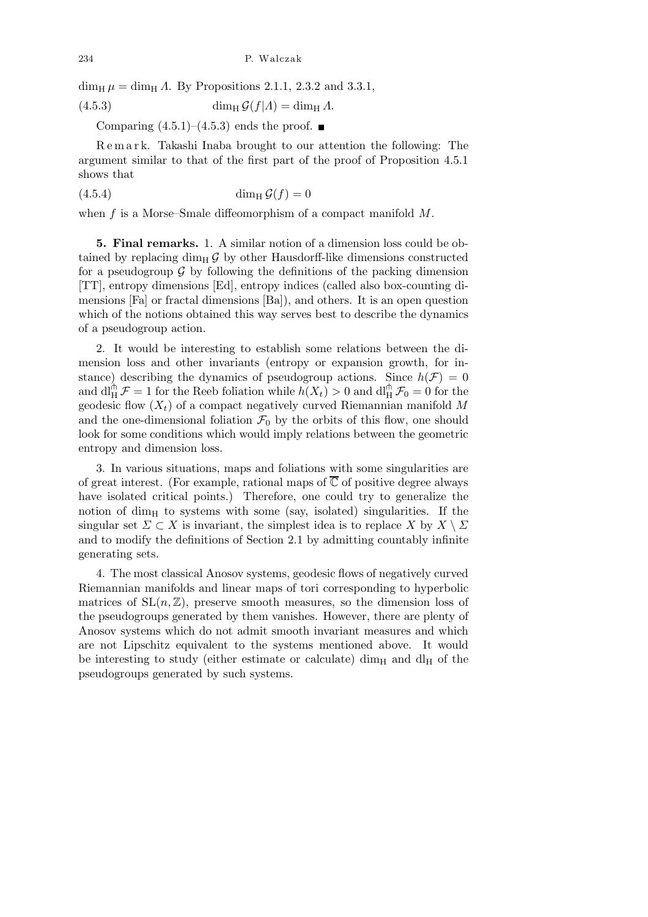$\dim_{\mathrm{H}} \mu = \dim_{\mathrm{H}} \Lambda$. By Propositions 2.1.1, 2.3.2 and 3.3.1,

$$\dim_{\mathrm{H}} \mathcal{G}(f|\Lambda) = \dim_{\mathrm{H}} \Lambda. \tag{4.5.3}$$

Comparing (4.5.1)–(4.5.3) ends the proof. ∎

Remark. Takashi Inaba brought to our attention the following: The argument similar to that of the first part of the proof of Proposition 4.5.1 shows that

$$\dim_{\mathrm{H}} \mathcal{G}(f) = 0 \tag{4.5.4}$$

when $f$ is a Morse–Smale diffeomorphism of a compact manifold $M$.

**5. Final remarks.** 1. A similar notion of a dimension loss could be obtained by replacing $\dim_{\mathrm{H}} \mathcal{G}$ by other Hausdorff-like dimensions constructed for a pseudogroup $\mathcal{G}$ by following the definitions of the packing dimension [TT], entropy dimensions [Ed], entropy indices (called also box-counting dimensions [Fa] or fractal dimensions [Ba]), and others. It is an open question which of the notions obtained this way serves best to describe the dynamics of a pseudogroup action.

2. It would be interesting to establish some relations between the dimension loss and other invariants (entropy or expansion growth, for instance) describing the dynamics of pseudogroup actions. Since $h(\mathcal{F}) = 0$ and $\mathrm{dl}_{\mathrm{H}}^{\pitchfork} \mathcal{F} = 1$ for the Reeb foliation while $h(X_t) > 0$ and $\mathrm{dl}_{\mathrm{H}}^{\pitchfork} \mathcal{F}_0 = 0$ for the geodesic flow $(X_t)$ of a compact negatively curved Riemannian manifold $M$ and the one-dimensional foliation $\mathcal{F}_0$ by the orbits of this flow, one should look for some conditions which would imply relations between the geometric entropy and dimension loss.

3. In various situations, maps and foliations with some singularities are of great interest. (For example, rational maps of $\overline{\mathbb{C}}$ of positive degree always have isolated critical points.) Therefore, one could try to generalize the notion of $\dim_{\mathrm{H}}$ to systems with some (say, isolated) singularities. If the singular set $\Sigma \subset X$ is invariant, the simplest idea is to replace $X$ by $X \setminus \Sigma$ and to modify the definitions of Section 2.1 by admitting countably infinite generating sets.

4. The most classical Anosov systems, geodesic flows of negatively curved Riemannian manifolds and linear maps of tori corresponding to hyperbolic matrices of $\mathrm{SL}(n, \mathbb{Z})$, preserve smooth measures, so the dimension loss of the pseudogroups generated by them vanishes. However, there are plenty of Anosov systems which do not admit smooth invariant measures and which are not Lipschitz equivalent to the systems mentioned above. It would be interesting to study (either estimate or calculate) $\dim_{\mathrm{H}}$ and $\mathrm{dl}_{\mathrm{H}}$ of the pseudogroups generated by such systems.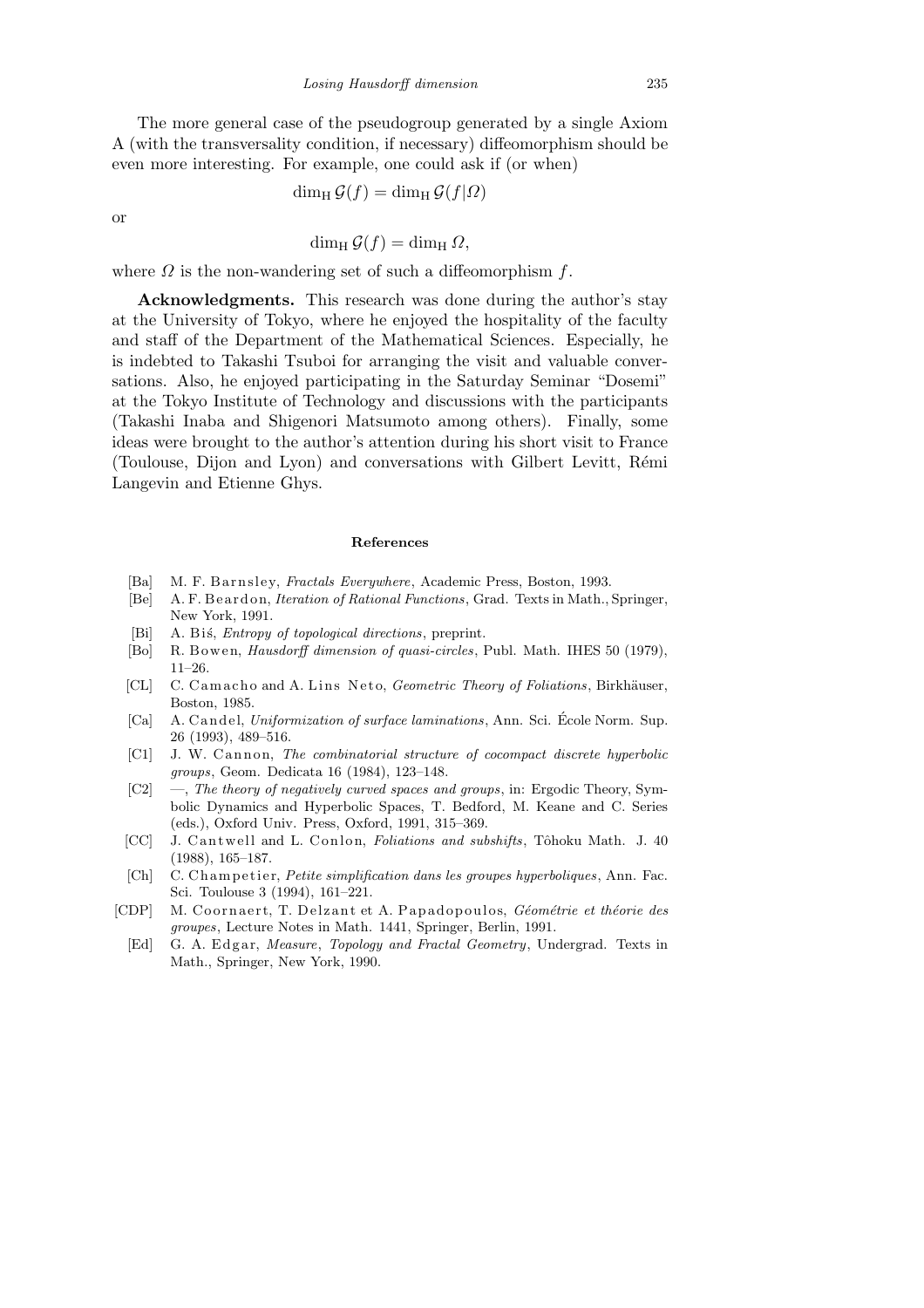The more general case of the pseudogroup generated by a single Axiom A (with the transversality condition, if necessary) diffeomorphism should be even more interesting. For example, one could ask if (or when)

$$\dim_{\mathrm{H}} \mathcal{G}(f) = \dim_{\mathrm{H}} \mathcal{G}(f|\Omega)$$

or

$$\dim_{\mathrm{H}} \mathcal{G}(f) = \dim_{\mathrm{H}} \Omega,$$

where $\Omega$ is the non-wandering set of such a diffeomorphism $f$.

**Acknowledgments.** This research was done during the author's stay at the University of Tokyo, where he enjoyed the hospitality of the faculty and staff of the Department of the Mathematical Sciences. Especially, he is indebted to Takashi Tsuboi for arranging the visit and valuable conversations. Also, he enjoyed participating in the Saturday Seminar "Dosemi" at the Tokyo Institute of Technology and discussions with the participants (Takashi Inaba and Shigenori Matsumoto among others). Finally, some ideas were brought to the author's attention during his short visit to France (Toulouse, Dijon and Lyon) and conversations with Gilbert Levitt, Rémi Langevin and Etienne Ghys.

### References

- [Ba] M. F. Barnsley, *Fractals Everywhere*, Academic Press, Boston, 1993.
- [Be] A. F. Beardon, *Iteration of Rational Functions*, Grad. Texts in Math., Springer, New York, 1991.
- [Bi] A. Biś, *Entropy of topological directions*, preprint.
- [Bo] R. Bowen, *Hausdorff dimension of quasi-circles*, Publ. Math. IHES 50 (1979), 11–26.
- [CL] C. Camacho and A. Lins Neto, *Geometric Theory of Foliations*, Birkhäuser, Boston, 1985.
- [Ca] A. Candel, *Uniformization of surface laminations*, Ann. Sci. École Norm. Sup. 26 (1993), 489–516.
- [C1] J. W. Cannon, *The combinatorial structure of cocompact discrete hyperbolic groups*, Geom. Dedicata 16 (1984), 123–148.
- [C2] —, *The theory of negatively curved spaces and groups*, in: Ergodic Theory, Symbolic Dynamics and Hyperbolic Spaces, T. Bedford, M. Keane and C. Series (eds.), Oxford Univ. Press, Oxford, 1991, 315–369.
- [CC] J. Cantwell and L. Conlon, *Foliations and subshifts*, Tôhoku Math. J. 40 (1988), 165–187.
- [Ch] C. Champetier, *Petite simplification dans les groupes hyperboliques*, Ann. Fac. Sci. Toulouse 3 (1994), 161–221.
- [CDP] M. Coornaert, T. Delzant et A. Papadopoulos, *Géométrie et théorie des groupes*, Lecture Notes in Math. 1441, Springer, Berlin, 1991.
- [Ed] G. A. Edgar, *Measure, Topology and Fractal Geometry*, Undergrad. Texts in Math., Springer, New York, 1990.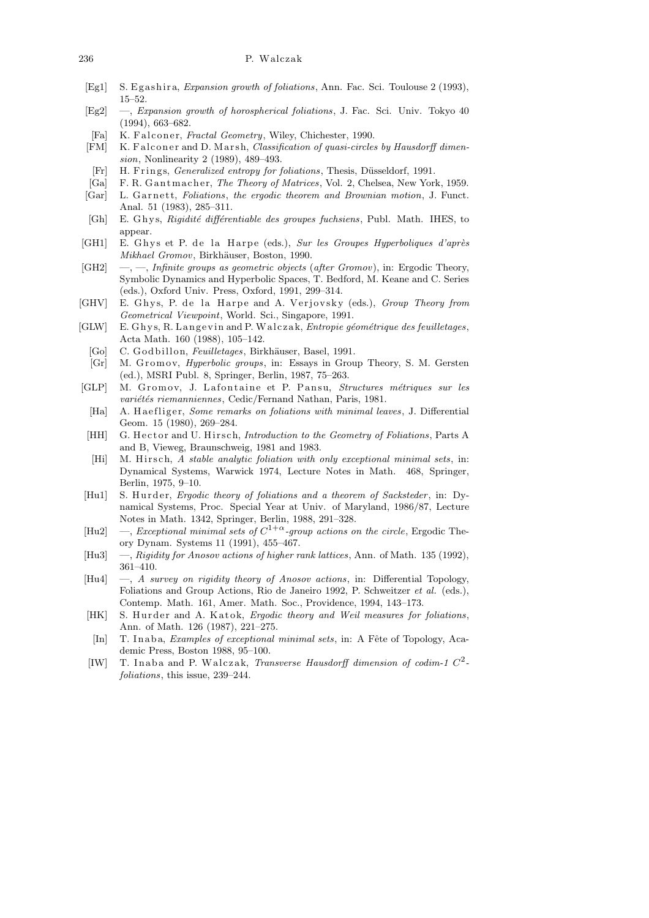[Eg1] S. Egashira, *Expansion growth of foliations*, Ann. Fac. Sci. Toulouse 2 (1993), 15–52.

[Eg2] —, *Expansion growth of horospherical foliations*, J. Fac. Sci. Univ. Tokyo 40 (1994), 663–682.

[Fa] K. Falconer, *Fractal Geometry*, Wiley, Chichester, 1990.

[FM] K. Falconer and D. Marsh, *Classification of quasi-circles by Hausdorff dimension*, Nonlinearity 2 (1989), 489–493.

[Fr] H. Frings, *Generalized entropy for foliations*, Thesis, Düsseldorf, 1991.

[Ga] F. R. Gantmacher, *The Theory of Matrices*, Vol. 2, Chelsea, New York, 1959.

[Gar] L. Garnett, *Foliations, the ergodic theorem and Brownian motion*, J. Funct. Anal. 51 (1983), 285–311.

[Gh] E. Ghys, *Rigidité différentiable des groupes fuchsiens*, Publ. Math. IHES, to appear.

[GH1] E. Ghys et P. de la Harpe (eds.), *Sur les Groupes Hyperboliques d'après Mikhael Gromov*, Birkhäuser, Boston, 1990.

[GH2] —, —, *Infinite groups as geometric objects* (*after Gromov*), in: Ergodic Theory, Symbolic Dynamics and Hyperbolic Spaces, T. Bedford, M. Keane and C. Series (eds.), Oxford Univ. Press, Oxford, 1991, 299–314.

[GHV] E. Ghys, P. de la Harpe and A. Verjovsky (eds.), *Group Theory from Geometrical Viewpoint*, World. Sci., Singapore, 1991.

[GLW] E. Ghys, R. Langevin and P. Walczak, *Entropie géométrique des feuilletages*, Acta Math. 160 (1988), 105–142.

[Go] C. Godbillon, *Feuilletages*, Birkhäuser, Basel, 1991.

[Gr] M. Gromov, *Hyperbolic groups*, in: Essays in Group Theory, S. M. Gersten (ed.), MSRI Publ. 8, Springer, Berlin, 1987, 75–263.

[GLP] M. Gromov, J. Lafontaine et P. Pansu, *Structures métriques sur les variétés riemanniennes*, Cedic/Fernand Nathan, Paris, 1981.

[Ha] A. Haefliger, *Some remarks on foliations with minimal leaves*, J. Differential Geom. 15 (1980), 269–284.

[HH] G. Hector and U. Hirsch, *Introduction to the Geometry of Foliations*, Parts A and B, Vieweg, Braunschweig, 1981 and 1983.

[Hi] M. Hirsch, *A stable analytic foliation with only exceptional minimal sets*, in: Dynamical Systems, Warwick 1974, Lecture Notes in Math. 468, Springer, Berlin, 1975, 9–10.

[Hu1] S. Hurder, *Ergodic theory of foliations and a theorem of Sacksteder*, in: Dynamical Systems, Proc. Special Year at Univ. of Maryland, 1986/87, Lecture Notes in Math. 1342, Springer, Berlin, 1988, 291–328.

[Hu2] —, *Exceptional minimal sets of $C^{1+\alpha}$-group actions on the circle*, Ergodic Theory Dynam. Systems 11 (1991), 455–467.

[Hu3] —, *Rigidity for Anosov actions of higher rank lattices*, Ann. of Math. 135 (1992), 361–410.

[Hu4] —, *A survey on rigidity theory of Anosov actions*, in: Differential Topology, Foliations and Group Actions, Rio de Janeiro 1992, P. Schweitzer *et al.* (eds.), Contemp. Math. 161, Amer. Math. Soc., Providence, 1994, 143–173.

[HK] S. Hurder and A. Katok, *Ergodic theory and Weil measures for foliations*, Ann. of Math. 126 (1987), 221–275.

[In] T. Inaba, *Examples of exceptional minimal sets*, in: A Fête of Topology, Academic Press, Boston 1988, 95–100.

[IW] T. Inaba and P. Walczak, *Transverse Hausdorff dimension of codim-1 $C^2$-foliations*, this issue, 239–244.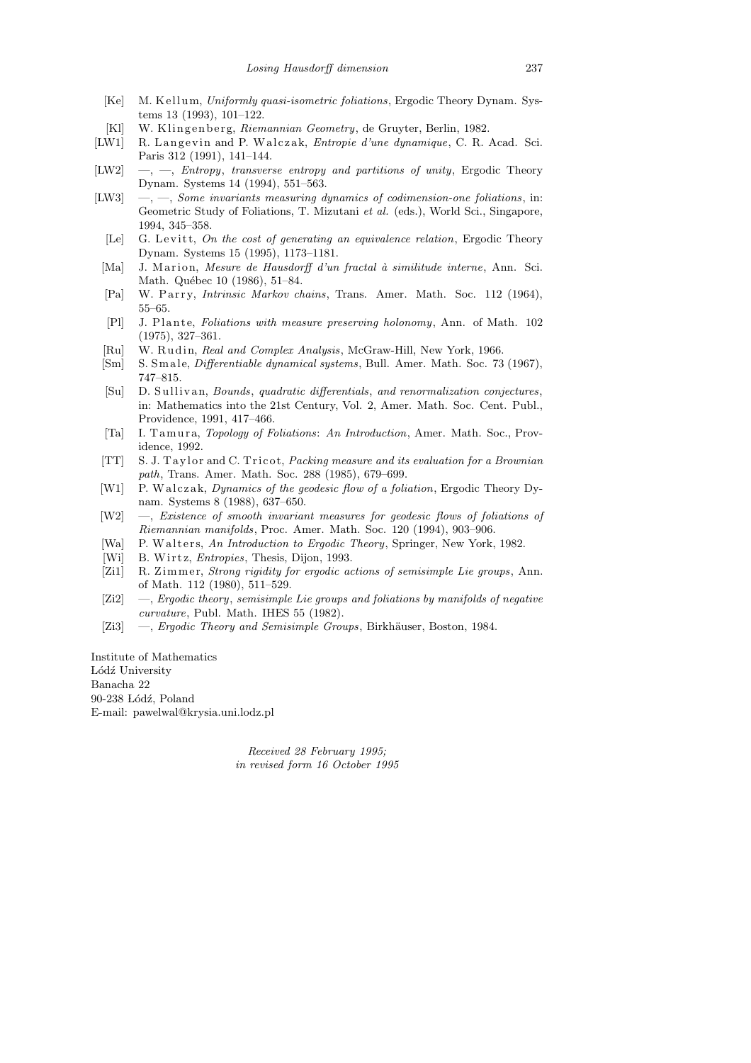[Ke] M. Kellum, *Uniformly quasi-isometric foliations*, Ergodic Theory Dynam. Systems 13 (1993), 101–122.

[Kl] W. Klingenberg, *Riemannian Geometry*, de Gruyter, Berlin, 1982.

[LW1] R. Langevin and P. Walczak, *Entropie d'une dynamique*, C. R. Acad. Sci. Paris 312 (1991), 141–144.

[LW2] —, —, *Entropy, transverse entropy and partitions of unity*, Ergodic Theory Dynam. Systems 14 (1994), 551–563.

[LW3] —, —, *Some invariants measuring dynamics of codimension-one foliations*, in: Geometric Study of Foliations, T. Mizutani *et al.* (eds.), World Sci., Singapore, 1994, 345–358.

[Le] G. Levitt, *On the cost of generating an equivalence relation*, Ergodic Theory Dynam. Systems 15 (1995), 1173–1181.

[Ma] J. Marion, *Mesure de Hausdorff d'un fractal à similitude interne*, Ann. Sci. Math. Québec 10 (1986), 51–84.

[Pa] W. Parry, *Intrinsic Markov chains*, Trans. Amer. Math. Soc. 112 (1964), 55–65.

[Pl] J. Plante, *Foliations with measure preserving holonomy*, Ann. of Math. 102 (1975), 327–361.

[Ru] W. Rudin, *Real and Complex Analysis*, McGraw-Hill, New York, 1966.

[Sm] S. Smale, *Differentiable dynamical systems*, Bull. Amer. Math. Soc. 73 (1967), 747–815.

[Su] D. Sullivan, *Bounds, quadratic differentials, and renormalization conjectures*, in: Mathematics into the 21st Century, Vol. 2, Amer. Math. Soc. Cent. Publ., Providence, 1991, 417–466.

[Ta] I. Tamura, *Topology of Foliations: An Introduction*, Amer. Math. Soc., Providence, 1992.

[TT] S. J. Taylor and C. Tricot, *Packing measure and its evaluation for a Brownian path*, Trans. Amer. Math. Soc. 288 (1985), 679–699.

[W1] P. Walczak, *Dynamics of the geodesic flow of a foliation*, Ergodic Theory Dynam. Systems 8 (1988), 637–650.

[W2] —, *Existence of smooth invariant measures for geodesic flows of foliations of Riemannian manifolds*, Proc. Amer. Math. Soc. 120 (1994), 903–906.

[Wa] P. Walters, *An Introduction to Ergodic Theory*, Springer, New York, 1982.

[Wi] B. Wirtz, *Entropies*, Thesis, Dijon, 1993.

[Zi1] R. Zimmer, *Strong rigidity for ergodic actions of semisimple Lie groups*, Ann. of Math. 112 (1980), 511–529.

[Zi2] —, *Ergodic theory, semisimple Lie groups and foliations by manifolds of negative curvature*, Publ. Math. IHES 55 (1982).

[Zi3] —, *Ergodic Theory and Semisimple Groups*, Birkhäuser, Boston, 1984.

Institute of Mathematics
Łódź University
Banacha 22
90-238 Łódź, Poland
E-mail: pawelwal@krysia.uni.lodz.pl

*Received 28 February 1995;*
*in revised form 16 October 1995*